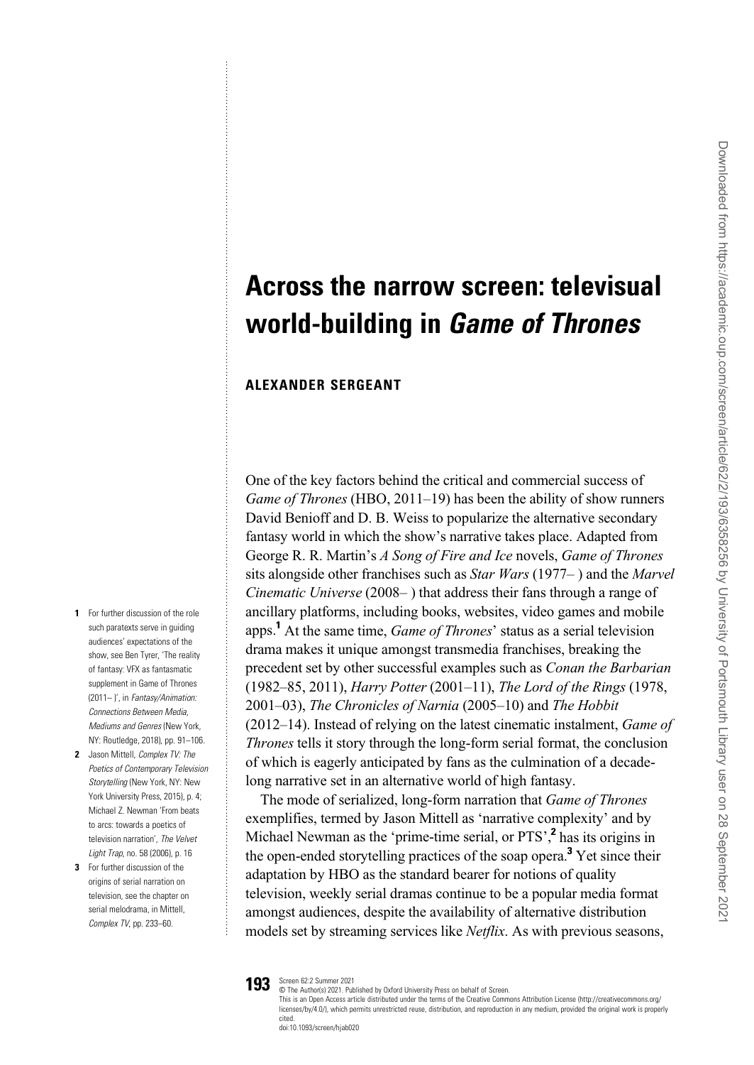# Across the narrow screen: televisual world-building in *Game of Thrones*

**ALEXANDER SERGEANT**

One of the key factors behind the critical and commercial success of *Game of Thrones* (HBO, 2011–19) has been the ability of show runners David Benioff and D. B. Weiss to popularize the alternative secondary fantasy world in which the show's narrative takes place. Adapted from George R. R. Martin's *A Song of Fire and Ice* novels, *Game of Thrones* sits alongside other franchises such as *Star Wars* (1977– ) and the *Marvel Cinematic Universe* (2008– ) that address their fans through a range of ancillary platforms, including books, websites, video games and mobile apps.[1] At the same time, *Game of Thrones*' status as a serial television drama makes it unique amongst transmedia franchises, breaking the precedent set by other successful examples such as *Conan the Barbarian* (1982–85, 2011), *Harry Potter* (2001–11), *The Lord of the Rings* (1978, 2001–03), *The Chronicles of Narnia* (2005–10) and *The Hobbit* (2012–14). Instead of relying on the latest cinematic instalment, *Game of Thrones* tells it story through the long-form serial format, the conclusion of which is eagerly anticipated by fans as the culmination of a decade-long narrative set in an alternative world of high fantasy.

The mode of serialized, long-form narration that *Game of Thrones* exemplifies, termed by Jason Mittell as 'narrative complexity' and by Michael Newman as the 'prime-time serial, or PTS',[2] has its origins in the open-ended storytelling practices of the soap opera.[3] Yet since their adaptation by HBO as the standard bearer for notions of quality television, weekly serial dramas continue to be a popular media format amongst audiences, despite the availability of alternative distribution models set by streaming services like *Netflix*. As with previous seasons,

1 For further discussion of the role such paratexts serve in guiding audiences' expectations of the show, see Ben Tyrer, 'The reality of fantasy: VFX as fantasmatic supplement in Game of Thrones (2011– )', in *Fantasy/Animation: Connections Between Media, Mediums and Genres* (New York, NY: Routledge, 2018), pp. 91–106.

2 Jason Mittell, *Complex TV: The Poetics of Contemporary Television Storytelling* (New York, NY: New York University Press, 2015), p. 4; Michael Z. Newman 'From beats to arcs: towards a poetics of television narration', *The Velvet Light Trap*, no. 58 (2006), p. 16

3 For further discussion of the origins of serial narration on television, see the chapter on serial melodrama, in Mittell, *Complex TV*, pp. 233–60.

Screen 62:2 Summer 2021
© The Author(s) 2021. Published by Oxford University Press on behalf of Screen.
This is an Open Access article distributed under the terms of the Creative Commons Attribution License (http://creativecommons.org/licenses/by/4.0/), which permits unrestricted reuse, distribution, and reproduction in any medium, provided the original work is properly cited.
doi:10.1093/screen/hjab020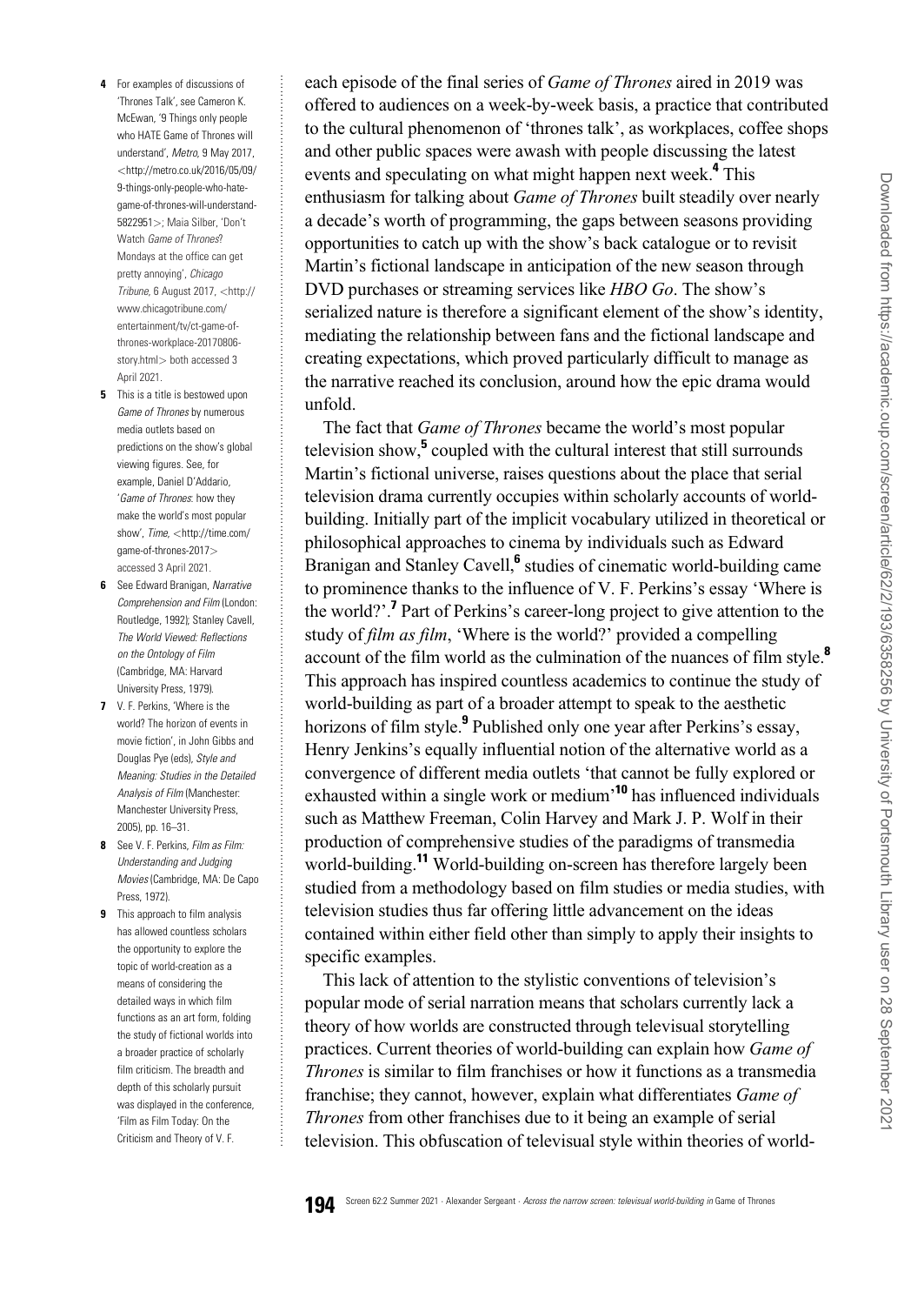each episode of the final series of *Game of Thrones* aired in 2019 was offered to audiences on a week-by-week basis, a practice that contributed to the cultural phenomenon of 'thrones talk', as workplaces, coffee shops and other public spaces were awash with people discussing the latest events and speculating on what might happen next week.[4] This enthusiasm for talking about *Game of Thrones* built steadily over nearly a decade's worth of programming, the gaps between seasons providing opportunities to catch up with the show's back catalogue or to revisit Martin's fictional landscape in anticipation of the new season through DVD purchases or streaming services like *HBO Go*. The show's serialized nature is therefore a significant element of the show's identity, mediating the relationship between fans and the fictional landscape and creating expectations, which proved particularly difficult to manage as the narrative reached its conclusion, around how the epic drama would unfold.

The fact that *Game of Thrones* became the world's most popular television show,[5] coupled with the cultural interest that still surrounds Martin's fictional universe, raises questions about the place that serial television drama currently occupies within scholarly accounts of world-building. Initially part of the implicit vocabulary utilized in theoretical or philosophical approaches to cinema by individuals such as Edward Branigan and Stanley Cavell,[6] studies of cinematic world-building came to prominence thanks to the influence of V. F. Perkins's essay 'Where is the world?'.[7] Part of Perkins's career-long project to give attention to the study of *film as film*, 'Where is the world?' provided a compelling account of the film world as the culmination of the nuances of film style.[8] This approach has inspired countless academics to continue the study of world-building as part of a broader attempt to speak to the aesthetic horizons of film style.[9] Published only one year after Perkins's essay, Henry Jenkins's equally influential notion of the alternative world as a convergence of different media outlets 'that cannot be fully explored or exhausted within a single work or medium'[10] has influenced individuals such as Matthew Freeman, Colin Harvey and Mark J. P. Wolf in their production of comprehensive studies of the paradigms of transmedia world-building.[11] World-building on-screen has therefore largely been studied from a methodology based on film studies or media studies, with television studies thus far offering little advancement on the ideas contained within either field other than simply to apply their insights to specific examples.

This lack of attention to the stylistic conventions of television's popular mode of serial narration means that scholars currently lack a theory of how worlds are constructed through televisual storytelling practices. Current theories of world-building can explain how *Game of Thrones* is similar to film franchises or how it functions as a transmedia franchise; they cannot, however, explain what differentiates *Game of Thrones* from other franchises due to it being an example of serial television. This obfuscation of televisual style within theories of world-

4 For examples of discussions of 'Thrones Talk', see Cameron K. McEwan, '9 Things only people who HATE Game of Thrones will understand', *Metro*, 9 May 2017, <http://metro.co.uk/2016/05/09/9-things-only-people-who-hate-game-of-thrones-will-understand-5822951>; Maia Silber, 'Don't Watch *Game of Thrones*? Mondays at the office can get pretty annoying', *Chicago Tribune*, 6 August 2017, <http://www.chicagotribune.com/entertainment/tv/ct-game-of-thrones-workplace-20170806-story.html> both accessed 3 April 2021.

5 This is a title is bestowed upon *Game of Thrones* by numerous media outlets based on predictions on the show's global viewing figures. See, for example, Daniel D'Addario, '*Game of Thrones*: how they make the world's most popular show', *Time*, <http://time.com/game-of-thrones-2017> accessed 3 April 2021.

6 See Edward Branigan, *Narrative Comprehension and Film* (London: Routledge, 1992); Stanley Cavell, *The World Viewed: Reflections on the Ontology of Film* (Cambridge, MA: Harvard University Press, 1979).

7 V. F. Perkins, 'Where is the world? The horizon of events in movie fiction', in John Gibbs and Douglas Pye (eds), *Style and Meaning: Studies in the Detailed Analysis of Film* (Manchester: Manchester University Press, 2005), pp. 16–31.

8 See V. F. Perkins, *Film as Film: Understanding and Judging Movies* (Cambridge, MA: De Capo Press, 1972).

9 This approach to film analysis has allowed countless scholars the opportunity to explore the topic of world-creation as a means of considering the detailed ways in which film functions as an art form, folding the study of fictional worlds into a broader practice of scholarly film criticism. The breadth and depth of this scholarly pursuit was displayed in the conference, 'Film as Film Today: On the Criticism and Theory of V. F.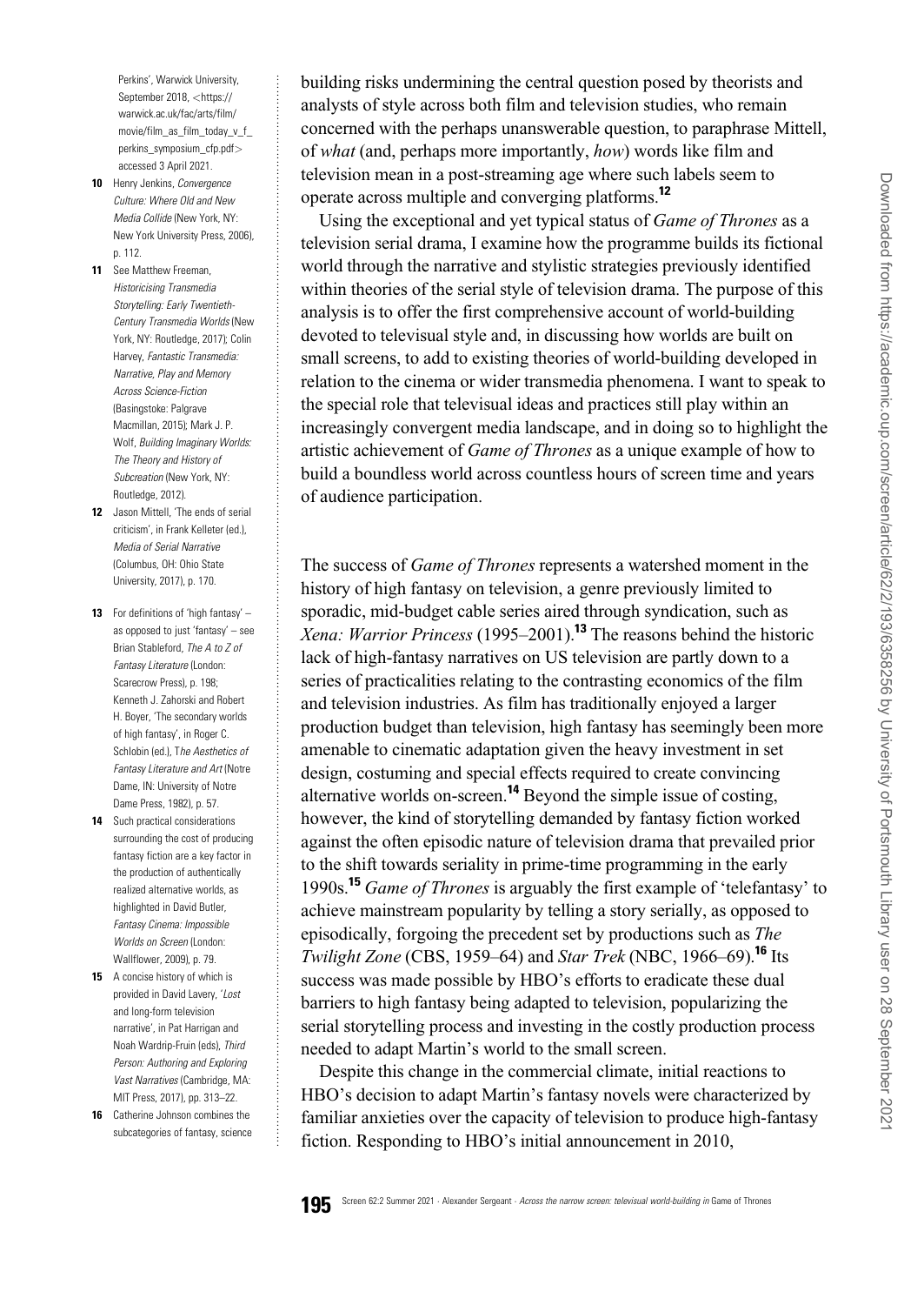building risks undermining the central question posed by theorists and analysts of style across both film and television studies, who remain concerned with the perhaps unanswerable question, to paraphrase Mittell, of *what* (and, perhaps more importantly, *how*) words like film and television mean in a post-streaming age where such labels seem to operate across multiple and converging platforms.[12]

Using the exceptional and yet typical status of *Game of Thrones* as a television serial drama, I examine how the programme builds its fictional world through the narrative and stylistic strategies previously identified within theories of the serial style of television drama. The purpose of this analysis is to offer the first comprehensive account of world-building devoted to televisual style and, in discussing how worlds are built on small screens, to add to existing theories of world-building developed in relation to the cinema or wider transmedia phenomena. I want to speak to the special role that televisual ideas and practices still play within an increasingly convergent media landscape, and in doing so to highlight the artistic achievement of *Game of Thrones* as a unique example of how to build a boundless world across countless hours of screen time and years of audience participation.

The success of *Game of Thrones* represents a watershed moment in the history of high fantasy on television, a genre previously limited to sporadic, mid-budget cable series aired through syndication, such as *Xena: Warrior Princess* (1995–2001).[13] The reasons behind the historic lack of high-fantasy narratives on US television are partly down to a series of practicalities relating to the contrasting economics of the film and television industries. As film has traditionally enjoyed a larger production budget than television, high fantasy has seemingly been more amenable to cinematic adaptation given the heavy investment in set design, costuming and special effects required to create convincing alternative worlds on-screen.[14] Beyond the simple issue of costing, however, the kind of storytelling demanded by fantasy fiction worked against the often episodic nature of television drama that prevailed prior to the shift towards seriality in prime-time programming in the early 1990s.[15] *Game of Thrones* is arguably the first example of 'telefantasy' to achieve mainstream popularity by telling a story serially, as opposed to episodically, forgoing the precedent set by productions such as *The Twilight Zone* (CBS, 1959–64) and *Star Trek* (NBC, 1966–69).[16] Its success was made possible by HBO's efforts to eradicate these dual barriers to high fantasy being adapted to television, popularizing the serial storytelling process and investing in the costly production process needed to adapt Martin's world to the small screen.

Despite this change in the commercial climate, initial reactions to HBO's decision to adapt Martin's fantasy novels were characterized by familiar anxieties over the capacity of television to produce high-fantasy fiction. Responding to HBO's initial announcement in 2010,

---

Perkins', Warwick University, September 2018, <https://warwick.ac.uk/fac/arts/film/movie/film_as_film_today_v_f_perkins_symposium_cfp.pdf> accessed 3 April 2021.

10 Henry Jenkins, *Convergence Culture: Where Old and New Media Collide* (New York, NY: New York University Press, 2006), p. 112.

11 See Matthew Freeman, *Historicising Transmedia Storytelling: Early Twentieth-Century Transmedia Worlds* (New York, NY: Routledge, 2017); Colin Harvey, *Fantastic Transmedia: Narrative, Play and Memory Across Science-Fiction* (Basingstoke: Palgrave Macmillan, 2015); Mark J. P. Wolf, *Building Imaginary Worlds: The Theory and History of Subcreation* (New York, NY: Routledge, 2012).

12 Jason Mittell, 'The ends of serial criticism', in Frank Kelleter (ed.), *Media of Serial Narrative* (Columbus, OH: Ohio State University, 2017), p. 170.

13 For definitions of 'high fantasy' – as opposed to just 'fantasy' – see Brian Stableford, *The A to Z of Fantasy Literature* (London: Scarecrow Press), p. 198; Kenneth J. Zahorski and Robert H. Boyer, 'The secondary worlds of high fantasy', in Roger C. Schlobin (ed.), *The Aesthetics of Fantasy Literature and Art* (Notre Dame, IN: University of Notre Dame Press, 1982), p. 57.

14 Such practical considerations surrounding the cost of producing fantasy fiction are a key factor in the production of authentically realized alternative worlds, as highlighted in David Butler, *Fantasy Cinema: Impossible Worlds on Screen* (London: Wallflower, 2009), p. 79.

15 A concise history of which is provided in David Lavery, '*Lost* and long-form television narrative', in Pat Harrigan and Noah Wardrip-Fruin (eds), *Third Person: Authoring and Exploring Vast Narratives* (Cambridge, MA: MIT Press, 2017), pp. 313–22.

16 Catherine Johnson combines the subcategories of fantasy, science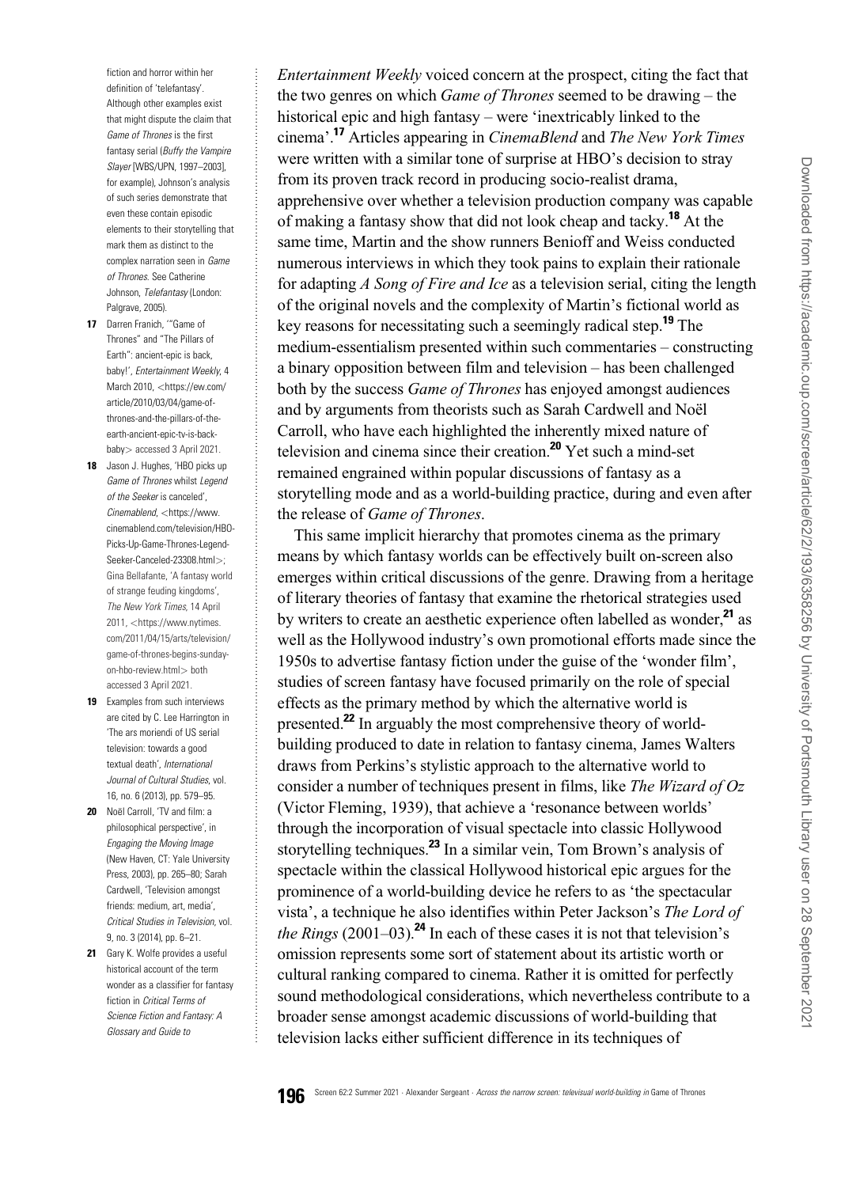*Entertainment Weekly* voiced concern at the prospect, citing the fact that the two genres on which *Game of Thrones* seemed to be drawing – the historical epic and high fantasy – were 'inextricably linked to the cinema'.[17] Articles appearing in *CinemaBlend* and *The New York Times* were written with a similar tone of surprise at HBO's decision to stray from its proven track record in producing socio-realist drama, apprehensive over whether a television production company was capable of making a fantasy show that did not look cheap and tacky.[18] At the same time, Martin and the show runners Benioff and Weiss conducted numerous interviews in which they took pains to explain their rationale for adapting *A Song of Fire and Ice* as a television serial, citing the length of the original novels and the complexity of Martin's fictional world as key reasons for necessitating such a seemingly radical step.[19] The medium-essentialism presented within such commentaries – constructing a binary opposition between film and television – has been challenged both by the success *Game of Thrones* has enjoyed amongst audiences and by arguments from theorists such as Sarah Cardwell and Noël Carroll, who have each highlighted the inherently mixed nature of television and cinema since their creation.[20] Yet such a mind-set remained engrained within popular discussions of fantasy as a storytelling mode and as a world-building practice, during and even after the release of *Game of Thrones*.

This same implicit hierarchy that promotes cinema as the primary means by which fantasy worlds can be effectively built on-screen also emerges within critical discussions of the genre. Drawing from a heritage of literary theories of fantasy that examine the rhetorical strategies used by writers to create an aesthetic experience often labelled as wonder,[21] as well as the Hollywood industry's own promotional efforts made since the 1950s to advertise fantasy fiction under the guise of the 'wonder film', studies of screen fantasy have focused primarily on the role of special effects as the primary method by which the alternative world is presented.[22] In arguably the most comprehensive theory of world-building produced to date in relation to fantasy cinema, James Walters draws from Perkins's stylistic approach to the alternative world to consider a number of techniques present in films, like *The Wizard of Oz* (Victor Fleming, 1939), that achieve a 'resonance between worlds' through the incorporation of visual spectacle into classic Hollywood storytelling techniques.[23] In a similar vein, Tom Brown's analysis of spectacle within the classical Hollywood historical epic argues for the prominence of a world-building device he refers to as 'the spectacular vista', a technique he also identifies within Peter Jackson's *The Lord of the Rings* (2001–03).[24] In each of these cases it is not that television's omission represents some sort of statement about its artistic worth or cultural ranking compared to cinema. Rather it is omitted for perfectly sound methodological considerations, which nevertheless contribute to a broader sense amongst academic discussions of world-building that television lacks either sufficient difference in its techniques of

fiction and horror within her definition of 'telefantasy'. Although other examples exist that might dispute the claim that *Game of Thrones* is the first fantasy serial (*Buffy the Vampire Slayer* [WBS/UPN, 1997–2003], for example), Johnson's analysis of such series demonstrate that even these contain episodic elements to their storytelling that mark them as distinct to the complex narration seen in *Game of Thrones*. See Catherine Johnson, *Telefantasy* (London: Palgrave, 2005).

17 Darren Franich, '"Game of Thrones" and "The Pillars of Earth": ancient-epic is back, baby!', *Entertainment Weekly*, 4 March 2010, <https://ew.com/article/2010/03/04/game-of-thrones-and-the-pillars-of-the-earth-ancient-epic-tv-is-back-baby> accessed 3 April 2021.

18 Jason J. Hughes, 'HBO picks up *Game of Thrones* whilst *Legend of the Seeker* is canceled', *Cinemablend*, <https://www.cinemablend.com/television/HBO-Picks-Up-Game-Thrones-Legend-Seeker-Canceled-23308.html>; Gina Bellafante, 'A fantasy world of strange feuding kingdoms', *The New York Times*, 14 April 2011, <https://www.nytimes.com/2011/04/15/arts/television/game-of-thrones-begins-sunday-on-hbo-review.html> both accessed 3 April 2021.

19 Examples from such interviews are cited by C. Lee Harrington in 'The ars moriendi of US serial television: towards a good textual death', *International Journal of Cultural Studies*, vol. 16, no. 6 (2013), pp. 579–95.

20 Noël Carroll, 'TV and film: a philosophical perspective', in *Engaging the Moving Image* (New Haven, CT: Yale University Press, 2003), pp. 265–80; Sarah Cardwell, 'Television amongst friends: medium, art, media', *Critical Studies in Television*, vol. 9, no. 3 (2014), pp. 6–21.

21 Gary K. Wolfe provides a useful historical account of the term wonder as a classifier for fantasy fiction in *Critical Terms of Science Fiction and Fantasy: A Glossary and Guide to*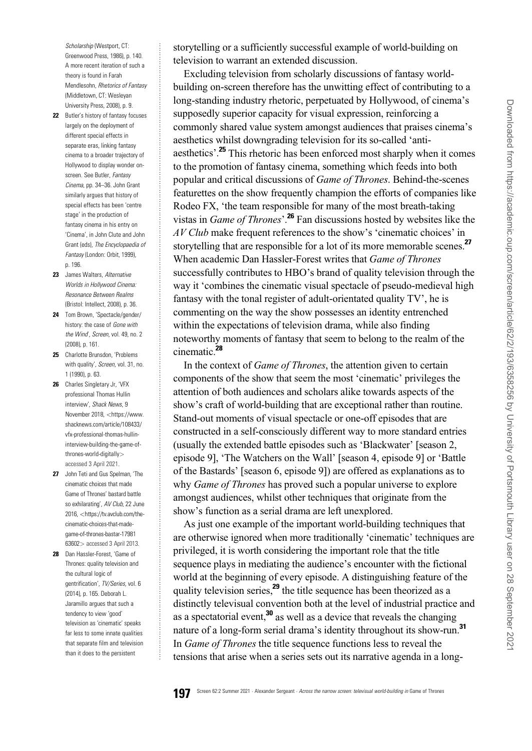storytelling or a sufficiently successful example of world-building on television to warrant an extended discussion.

Excluding television from scholarly discussions of fantasy world-building on-screen therefore has the unwitting effect of contributing to a long-standing industry rhetoric, perpetuated by Hollywood, of cinema's supposedly superior capacity for visual expression, reinforcing a commonly shared value system amongst audiences that praises cinema's aesthetics whilst downgrading television for its so-called 'anti-aesthetics'.[25] This rhetoric has been enforced most sharply when it comes to the promotion of fantasy cinema, something which feeds into both popular and critical discussions of *Game of Thrones*. Behind-the-scenes featurettes on the show frequently champion the efforts of companies like Rodeo FX, 'the team responsible for many of the most breath-taking vistas in *Game of Thrones*'.[26] Fan discussions hosted by websites like the *AV Club* make frequent references to the show's 'cinematic choices' in storytelling that are responsible for a lot of its more memorable scenes.[27] When academic Dan Hassler-Forest writes that *Game of Thrones* successfully contributes to HBO's brand of quality television through the way it 'combines the cinematic visual spectacle of pseudo-medieval high fantasy with the tonal register of adult-orientated quality TV', he is commenting on the way the show possesses an identity entrenched within the expectations of television drama, while also finding noteworthy moments of fantasy that seem to belong to the realm of the cinematic.[28]

In the context of *Game of Thrones*, the attention given to certain components of the show that seem the most 'cinematic' privileges the attention of both audiences and scholars alike towards aspects of the show's craft of world-building that are exceptional rather than routine. Stand-out moments of visual spectacle or one-off episodes that are constructed in a self-consciously different way to more standard entries (usually the extended battle episodes such as 'Blackwater' [season 2, episode 9], 'The Watchers on the Wall' [season 4, episode 9] or 'Battle of the Bastards' [season 6, episode 9]) are offered as explanations as to why *Game of Thrones* has proved such a popular universe to explore amongst audiences, whilst other techniques that originate from the show's function as a serial drama are left unexplored.

As just one example of the important world-building techniques that are otherwise ignored when more traditionally 'cinematic' techniques are privileged, it is worth considering the important role that the title sequence plays in mediating the audience's encounter with the fictional world at the beginning of every episode. A distinguishing feature of the quality television series,[29] the title sequence has been theorized as a distinctly televisual convention both at the level of industrial practice and as a spectatorial event,[30] as well as a device that reveals the changing nature of a long-form serial drama's identity throughout its show-run.[31] In *Game of Thrones* the title sequence functions less to reveal the tensions that arise when a series sets out its narrative agenda in a long-

*Scholarship* (Westport, CT: Greenwood Press, 1986), p. 140. A more recent iteration of such a theory is found in Farah Mendlesohn, *Rhetorics of Fantasy* (Middletown, CT: Wesleyan University Press, 2008), p. 9.

22 Butler's history of fantasy focuses largely on the deployment of different special effects in separate eras, linking fantasy cinema to a broader trajectory of Hollywood to display wonder on-screen. See Butler, *Fantasy Cinema*, pp. 34–36. John Grant similarly argues that history of special effects has been 'centre stage' in the production of fantasy cinema in his entry on 'Cinema', in John Clute and John Grant (eds), *The Encyclopaedia of Fantasy* (London: Orbit, 1999), p. 196.

23 James Walters, *Alternative Worlds in Hollywood Cinema: Resonance Between Realms* (Bristol: Intellect, 2008), p. 36.

24 Tom Brown, 'Spectacle/gender/history: the case of *Gone with the Wind*', *Screen*, vol. 49, no. 2 (2008), p. 161.

25 Charlotte Brunsdon, 'Problems with quality', *Screen*, vol. 31, no. 1 (1990), p. 63.

26 Charles Singletary Jr, 'VFX professional Thomas Hullin interview', *Shack News*, 9 November 2018, <https://www.shacknews.com/article/108433/vfx-professional-thomas-hullin-interview-building-the-game-of-thrones-world-digitally> accessed 3 April 2021.

27 John Teti and Gus Spelman, 'The cinematic choices that made Game of Thrones' bastard battle so exhilarating', *AV Club*, 22 June 2016, <https://tv.avclub.com/the-cinematic-choices-that-made-game-of-thrones-bastar-1798163602> accessed 3 April 2013.

28 Dan Hassler-Forest, 'Game of Thrones: quality television and the cultural logic of gentrification', *TV/Series*, vol. 6 (2014), p. 165. Deborah L. Jaramillo argues that such a tendency to view 'good' television as 'cinematic' speaks far less to some innate qualities that separate film and television than it does to the persistent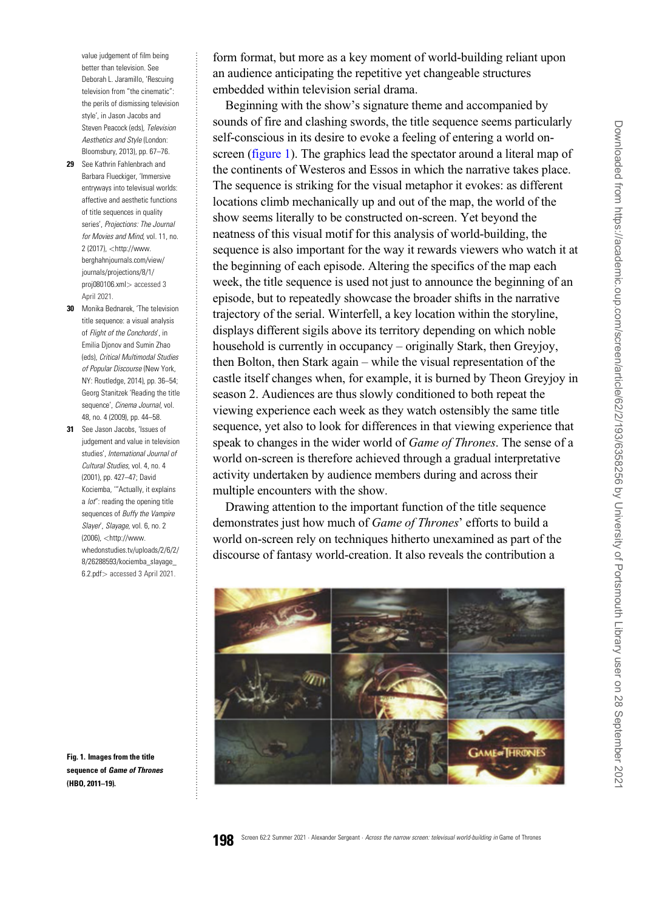form format, but more as a key moment of world-building reliant upon an audience anticipating the repetitive yet changeable structures embedded within television serial drama.

Beginning with the show's signature theme and accompanied by sounds of fire and clashing swords, the title sequence seems particularly self-conscious in its desire to evoke a feeling of entering a world on-screen (figure 1). The graphics lead the spectator around a literal map of the continents of Westeros and Essos in which the narrative takes place. The sequence is striking for the visual metaphor it evokes: as different locations climb mechanically up and out of the map, the world of the show seems literally to be constructed on-screen. Yet beyond the neatness of this visual motif for this analysis of world-building, the sequence is also important for the way it rewards viewers who watch it at the beginning of each episode. Altering the specifics of the map each week, the title sequence is used not just to announce the beginning of an episode, but to repeatedly showcase the broader shifts in the narrative trajectory of the serial. Winterfell, a key location within the storyline, displays different sigils above its territory depending on which noble household is currently in occupancy – originally Stark, then Greyjoy, then Bolton, then Stark again – while the visual representation of the castle itself changes when, for example, it is burned by Theon Greyjoy in season 2. Audiences are thus slowly conditioned to both repeat the viewing experience each week as they watch ostensibly the same title sequence, yet also to look for differences in that viewing experience that speak to changes in the wider world of *Game of Thrones*. The sense of a world on-screen is therefore achieved through a gradual interpretative activity undertaken by audience members during and across their multiple encounters with the show.

Drawing attention to the important function of the title sequence demonstrates just how much of *Game of Thrones*' efforts to build a world on-screen rely on techniques hitherto unexamined as part of the discourse of fantasy world-creation. It also reveals the contribution a

**Fig. 1. Images from the title sequence of *Game of Thrones* (HBO, 2011–19).**

value judgement of film being better than television. See Deborah L. Jaramillo, 'Rescuing television from "the cinematic": the perils of dismissing television style', in Jason Jacobs and Steven Peacock (eds), *Television Aesthetics and Style* (London: Bloomsbury, 2013), pp. 67–76.

**29** See Kathrin Fahlenbrach and Barbara Flueckiger, 'Immersive entryways into televisual worlds: affective and aesthetic functions of title sequences in quality series', *Projections: The Journal for Movies and Mind*, vol. 11, no. 2 (2017), <http://www.berghahnjournals.com/view/journals/projections/8/1/proj080106.xml> accessed 3 April 2021.

**30** Monika Bednarek, 'The television title sequence: a visual analysis of *Flight of the Conchords*', in Emilia Djonov and Sumin Zhao (eds), *Critical Multimodal Studies of Popular Discourse* (New York, NY: Routledge, 2014), pp. 36–54; Georg Stanitzek 'Reading the title sequence', *Cinema Journal*, vol. 48, no. 4 (2009), pp. 44–58.

**31** See Jason Jacobs, 'Issues of judgement and value in television studies', *International Journal of Cultural Studies*, vol. 4, no. 4 (2001), pp. 427–47; David Kociemba, '"Actually, it explains a *lot*": reading the opening title sequences of *Buffy the Vampire Slayer*', *Slayage*, vol. 6, no. 2 (2006), <http://www.whedonstudies.tv/uploads/2/6/2/8/26288593/kociemba_slayage_6.2.pdf> accessed 3 April 2021.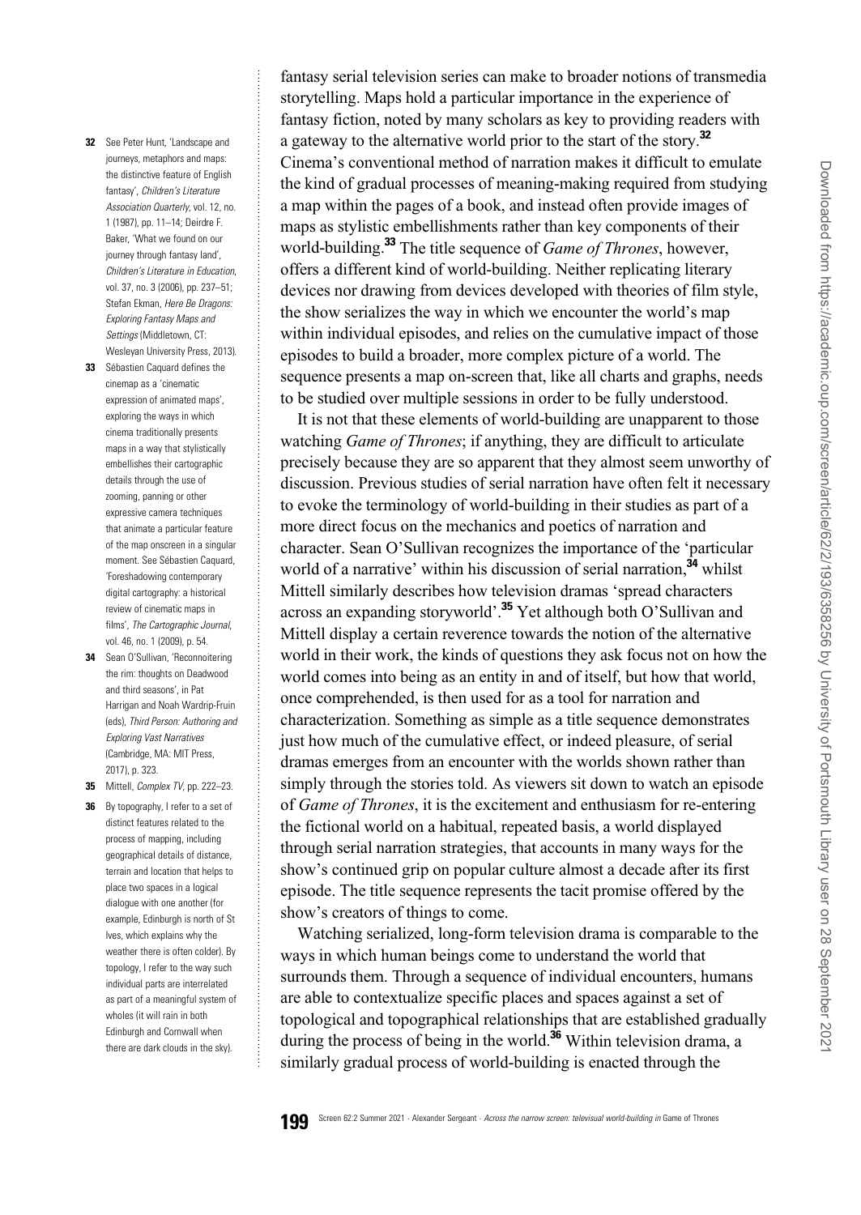fantasy serial television series can make to broader notions of transmedia storytelling. Maps hold a particular importance in the experience of fantasy fiction, noted by many scholars as key to providing readers with a gateway to the alternative world prior to the start of the story.[32] Cinema's conventional method of narration makes it difficult to emulate the kind of gradual processes of meaning-making required from studying a map within the pages of a book, and instead often provide images of maps as stylistic embellishments rather than key components of their world-building.[33] The title sequence of *Game of Thrones*, however, offers a different kind of world-building. Neither replicating literary devices nor drawing from devices developed with theories of film style, the show serializes the way in which we encounter the world's map within individual episodes, and relies on the cumulative impact of those episodes to build a broader, more complex picture of a world. The sequence presents a map on-screen that, like all charts and graphs, needs to be studied over multiple sessions in order to be fully understood.

It is not that these elements of world-building are unapparent to those watching *Game of Thrones*; if anything, they are difficult to articulate precisely because they are so apparent that they almost seem unworthy of discussion. Previous studies of serial narration have often felt it necessary to evoke the terminology of world-building in their studies as part of a more direct focus on the mechanics and poetics of narration and character. Sean O'Sullivan recognizes the importance of the 'particular world of a narrative' within his discussion of serial narration,[34] whilst Mittell similarly describes how television dramas 'spread characters across an expanding storyworld'.[35] Yet although both O'Sullivan and Mittell display a certain reverence towards the notion of the alternative world in their work, the kinds of questions they ask focus not on how the world comes into being as an entity in and of itself, but how that world, once comprehended, is then used for as a tool for narration and characterization. Something as simple as a title sequence demonstrates just how much of the cumulative effect, or indeed pleasure, of serial dramas emerges from an encounter with the worlds shown rather than simply through the stories told. As viewers sit down to watch an episode of *Game of Thrones*, it is the excitement and enthusiasm for re-entering the fictional world on a habitual, repeated basis, a world displayed through serial narration strategies, that accounts in many ways for the show's continued grip on popular culture almost a decade after its first episode. The title sequence represents the tacit promise offered by the show's creators of things to come.

Watching serialized, long-form television drama is comparable to the ways in which human beings come to understand the world that surrounds them. Through a sequence of individual encounters, humans are able to contextualize specific places and spaces against a set of topological and topographical relationships that are established gradually during the process of being in the world.[36] Within television drama, a similarly gradual process of world-building is enacted through the

32 See Peter Hunt, 'Landscape and journeys, metaphors and maps: the distinctive feature of English fantasy', *Children's Literature Association Quarterly*, vol. 12, no. 1 (1987), pp. 11–14; Deirdre F. Baker, 'What we found on our journey through fantasy land', *Children's Literature in Education*, vol. 37, no. 3 (2006), pp. 237–51; Stefan Ekman, *Here Be Dragons: Exploring Fantasy Maps and Settings* (Middletown, CT: Wesleyan University Press, 2013).

33 Sébastien Caquard defines the cinemap as a 'cinematic expression of animated maps', exploring the ways in which cinema traditionally presents maps in a way that stylistically embellishes their cartographic details through the use of zooming, panning or other expressive camera techniques that animate a particular feature of the map onscreen in a singular moment. See Sébastien Caquard, 'Foreshadowing contemporary digital cartography: a historical review of cinematic maps in films', *The Cartographic Journal*, vol. 46, no. 1 (2009), p. 54.

34 Sean O'Sullivan, 'Reconnoitering the rim: thoughts on Deadwood and third seasons', in Pat Harrigan and Noah Wardrip-Fruin (eds), *Third Person: Authoring and Exploring Vast Narratives* (Cambridge, MA: MIT Press, 2017), p. 323.

35 Mittell, *Complex TV*, pp. 222–23.

36 By topography, I refer to a set of distinct features related to the process of mapping, including geographical details of distance, terrain and location that helps to place two spaces in a logical dialogue with one another (for example, Edinburgh is north of St Ives, which explains why the weather there is often colder). By topology, I refer to the way such individual parts are interrelated as part of a meaningful system of wholes (it will rain in both Edinburgh and Cornwall when there are dark clouds in the sky).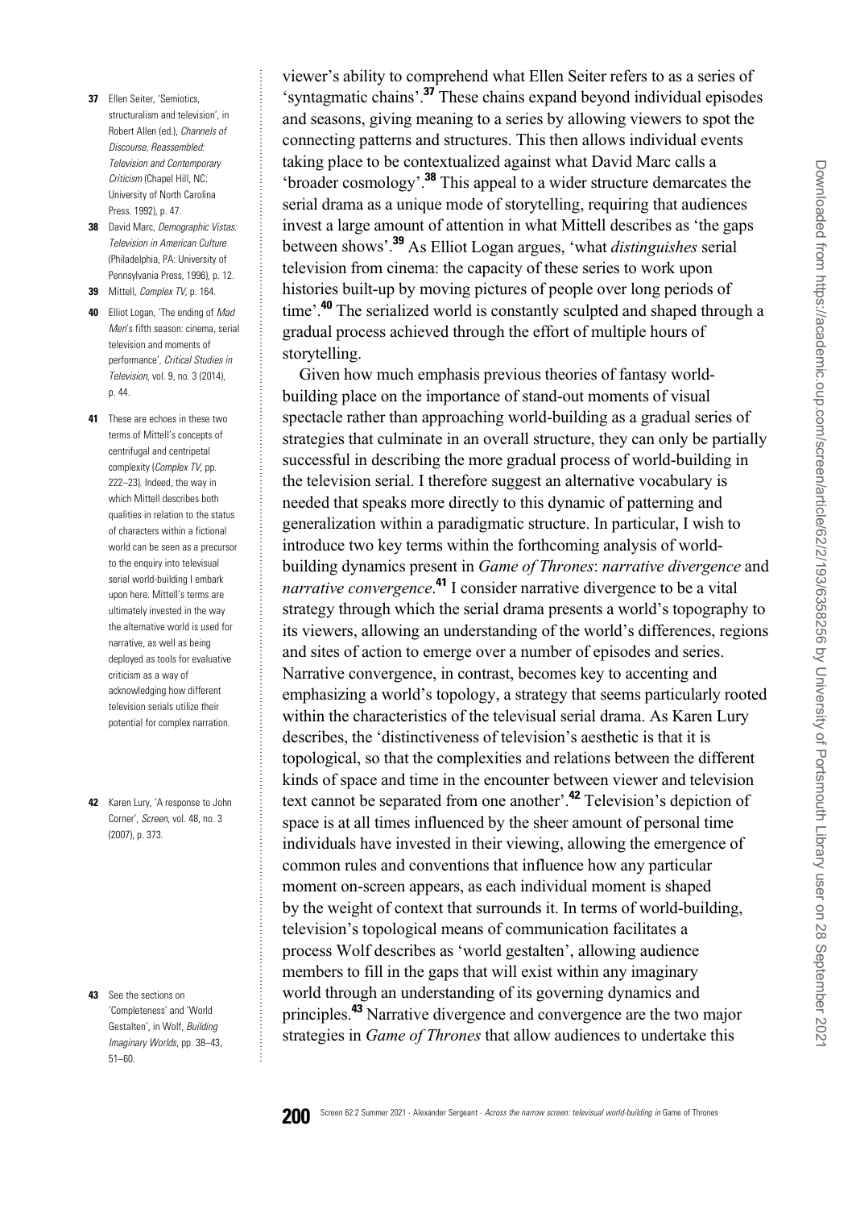viewer's ability to comprehend what Ellen Seiter refers to as a series of 'syntagmatic chains'.[37] These chains expand beyond individual episodes and seasons, giving meaning to a series by allowing viewers to spot the connecting patterns and structures. This then allows individual events taking place to be contextualized against what David Marc calls a 'broader cosmology'.[38] This appeal to a wider structure demarcates the serial drama as a unique mode of storytelling, requiring that audiences invest a large amount of attention in what Mittell describes as 'the gaps between shows'.[39] As Elliot Logan argues, 'what *distinguishes* serial television from cinema: the capacity of these series to work upon histories built-up by moving pictures of people over long periods of time'.[40] The serialized world is constantly sculpted and shaped through a gradual process achieved through the effort of multiple hours of storytelling.

Given how much emphasis previous theories of fantasy world-building place on the importance of stand-out moments of visual spectacle rather than approaching world-building as a gradual series of strategies that culminate in an overall structure, they can only be partially successful in describing the more gradual process of world-building in the television serial. I therefore suggest an alternative vocabulary is needed that speaks more directly to this dynamic of patterning and generalization within a paradigmatic structure. In particular, I wish to introduce two key terms within the forthcoming analysis of world-building dynamics present in *Game of Thrones*: *narrative divergence* and *narrative convergence*.[41] I consider narrative divergence to be a vital strategy through which the serial drama presents a world's topography to its viewers, allowing an understanding of the world's differences, regions and sites of action to emerge over a number of episodes and series. Narrative convergence, in contrast, becomes key to accenting and emphasizing a world's topology, a strategy that seems particularly rooted within the characteristics of the televisual serial drama. As Karen Lury describes, the 'distinctiveness of television's aesthetic is that it is topological, so that the complexities and relations between the different kinds of space and time in the encounter between viewer and television text cannot be separated from one another'.[42] Television's depiction of space is at all times influenced by the sheer amount of personal time individuals have invested in their viewing, allowing the emergence of common rules and conventions that influence how any particular moment on-screen appears, as each individual moment is shaped by the weight of context that surrounds it. In terms of world-building, television's topological means of communication facilitates a process Wolf describes as 'world gestalten', allowing audience members to fill in the gaps that will exist within any imaginary world through an understanding of its governing dynamics and principles.[43] Narrative divergence and convergence are the two major strategies in *Game of Thrones* that allow audiences to undertake this

37 Ellen Seiter, 'Semiotics, structuralism and television', in Robert Allen (ed.), *Channels of Discourse, Reassembled: Television and Contemporary Criticism* (Chapel Hill, NC: University of North Carolina Press. 1992), p. 47.

38 David Marc, *Demographic Vistas: Television in American Culture* (Philadelphia, PA: University of Pennsylvania Press, 1996), p. 12.

39 Mittell, *Complex TV*, p. 164.

40 Elliot Logan, 'The ending of *Mad Men*'s fifth season: cinema, serial television and moments of performance', *Critical Studies in Television*, vol. 9, no. 3 (2014), p. 44.

41 These are echoes in these two terms of Mittell's concepts of centrifugal and centripetal complexity (*Complex TV*, pp. 222–23). Indeed, the way in which Mittell describes both qualities in relation to the status of characters within a fictional world can be seen as a precursor to the enquiry into televisual serial world-building I embark upon here. Mittell's terms are ultimately invested in the way the alternative world is used for narrative, as well as being deployed as tools for evaluative criticism as a way of acknowledging how different television serials utilize their potential for complex narration.

42 Karen Lury, 'A response to John Corner', *Screen*, vol. 48, no. 3 (2007), p. 373.

43 See the sections on 'Completeness' and 'World Gestalten', in Wolf, *Building Imaginary Worlds*, pp. 38–43, 51–60.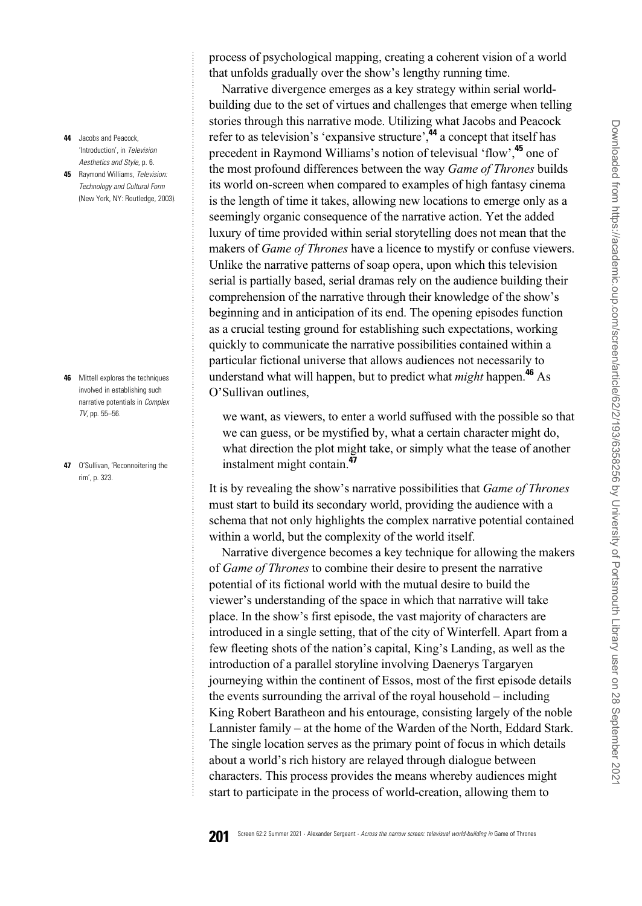process of psychological mapping, creating a coherent vision of a world that unfolds gradually over the show's lengthy running time.

Narrative divergence emerges as a key strategy within serial world-building due to the set of virtues and challenges that emerge when telling stories through this narrative mode. Utilizing what Jacobs and Peacock refer to as television's 'expansive structure',[44] a concept that itself has precedent in Raymond Williams's notion of televisual 'flow',[45] one of the most profound differences between the way *Game of Thrones* builds its world on-screen when compared to examples of high fantasy cinema is the length of time it takes, allowing new locations to emerge only as a seemingly organic consequence of the narrative action. Yet the added luxury of time provided within serial storytelling does not mean that the makers of *Game of Thrones* have a licence to mystify or confuse viewers. Unlike the narrative patterns of soap opera, upon which this television serial is partially based, serial dramas rely on the audience building their comprehension of the narrative through their knowledge of the show's beginning and in anticipation of its end. The opening episodes function as a crucial testing ground for establishing such expectations, working quickly to communicate the narrative possibilities contained within a particular fictional universe that allows audiences not necessarily to understand what will happen, but to predict what *might* happen.[46] As O'Sullivan outlines,

> we want, as viewers, to enter a world suffused with the possible so that we can guess, or be mystified by, what a certain character might do, what direction the plot might take, or simply what the tease of another instalment might contain.[47]

It is by revealing the show's narrative possibilities that *Game of Thrones* must start to build its secondary world, providing the audience with a schema that not only highlights the complex narrative potential contained within a world, but the complexity of the world itself.

Narrative divergence becomes a key technique for allowing the makers of *Game of Thrones* to combine their desire to present the narrative potential of its fictional world with the mutual desire to build the viewer's understanding of the space in which that narrative will take place. In the show's first episode, the vast majority of characters are introduced in a single setting, that of the city of Winterfell. Apart from a few fleeting shots of the nation's capital, King's Landing, as well as the introduction of a parallel storyline involving Daenerys Targaryen journeying within the continent of Essos, most of the first episode details the events surrounding the arrival of the royal household – including King Robert Baratheon and his entourage, consisting largely of the noble Lannister family – at the home of the Warden of the North, Eddard Stark. The single location serves as the primary point of focus in which details about a world's rich history are relayed through dialogue between characters. This process provides the means whereby audiences might start to participate in the process of world-creation, allowing them to

44 Jacobs and Peacock, 'Introduction', in *Television Aesthetics and Style*, p. 6.

45 Raymond Williams, *Television: Technology and Cultural Form* (New York, NY: Routledge, 2003).

46 Mittell explores the techniques involved in establishing such narrative potentials in *Complex TV*, pp. 55–56.

47 O'Sullivan, 'Reconnoitering the rim', p. 323.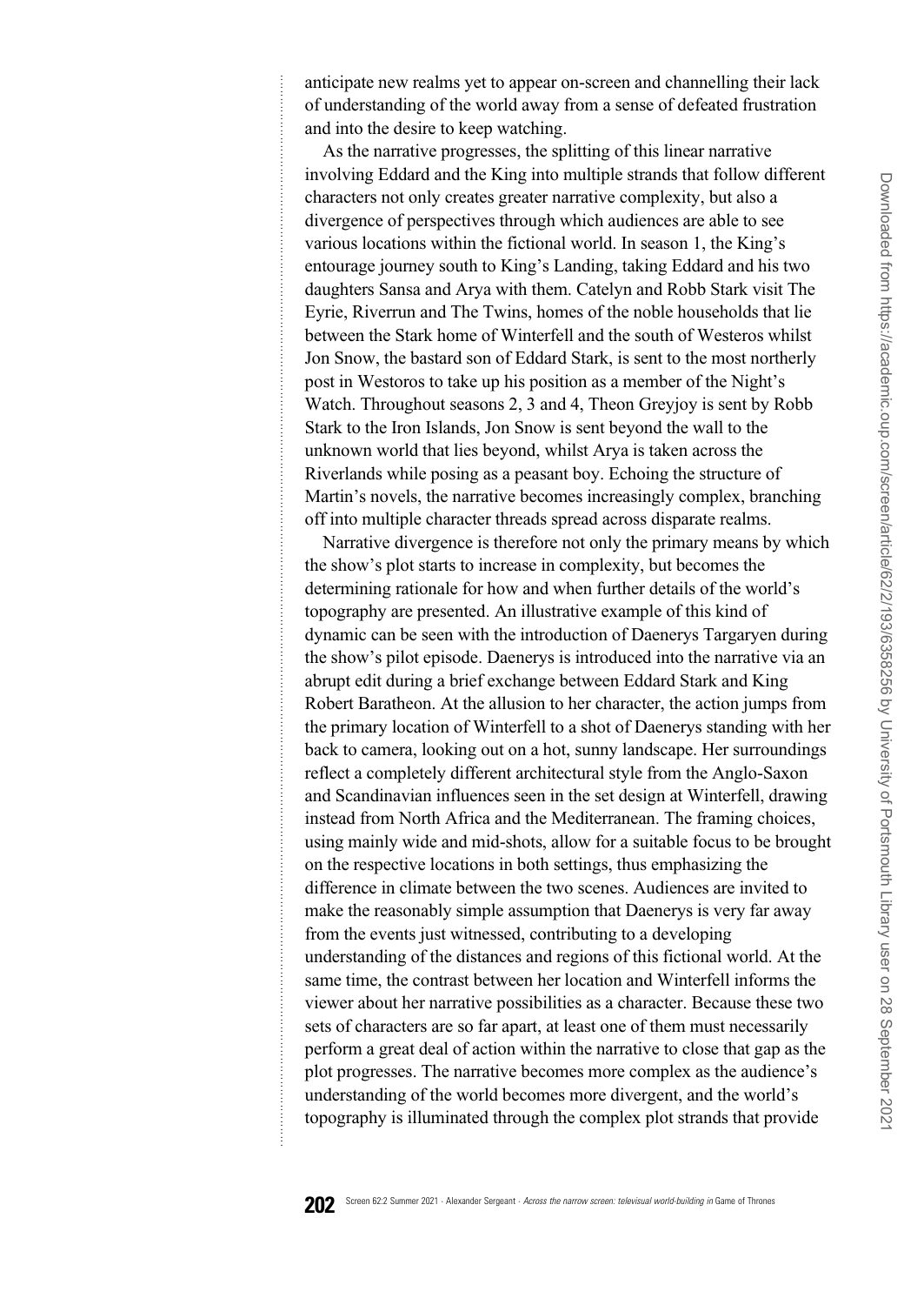anticipate new realms yet to appear on-screen and channelling their lack of understanding of the world away from a sense of defeated frustration and into the desire to keep watching.

As the narrative progresses, the splitting of this linear narrative involving Eddard and the King into multiple strands that follow different characters not only creates greater narrative complexity, but also a divergence of perspectives through which audiences are able to see various locations within the fictional world. In season 1, the King's entourage journey south to King's Landing, taking Eddard and his two daughters Sansa and Arya with them. Catelyn and Robb Stark visit The Eyrie, Riverrun and The Twins, homes of the noble households that lie between the Stark home of Winterfell and the south of Westeros whilst Jon Snow, the bastard son of Eddard Stark, is sent to the most northerly post in Westoros to take up his position as a member of the Night's Watch. Throughout seasons 2, 3 and 4, Theon Greyjoy is sent by Robb Stark to the Iron Islands, Jon Snow is sent beyond the wall to the unknown world that lies beyond, whilst Arya is taken across the Riverlands while posing as a peasant boy. Echoing the structure of Martin's novels, the narrative becomes increasingly complex, branching off into multiple character threads spread across disparate realms.

Narrative divergence is therefore not only the primary means by which the show's plot starts to increase in complexity, but becomes the determining rationale for how and when further details of the world's topography are presented. An illustrative example of this kind of dynamic can be seen with the introduction of Daenerys Targaryen during the show's pilot episode. Daenerys is introduced into the narrative via an abrupt edit during a brief exchange between Eddard Stark and King Robert Baratheon. At the allusion to her character, the action jumps from the primary location of Winterfell to a shot of Daenerys standing with her back to camera, looking out on a hot, sunny landscape. Her surroundings reflect a completely different architectural style from the Anglo-Saxon and Scandinavian influences seen in the set design at Winterfell, drawing instead from North Africa and the Mediterranean. The framing choices, using mainly wide and mid-shots, allow for a suitable focus to be brought on the respective locations in both settings, thus emphasizing the difference in climate between the two scenes. Audiences are invited to make the reasonably simple assumption that Daenerys is very far away from the events just witnessed, contributing to a developing understanding of the distances and regions of this fictional world. At the same time, the contrast between her location and Winterfell informs the viewer about her narrative possibilities as a character. Because these two sets of characters are so far apart, at least one of them must necessarily perform a great deal of action within the narrative to close that gap as the plot progresses. The narrative becomes more complex as the audience's understanding of the world becomes more divergent, and the world's topography is illuminated through the complex plot strands that provide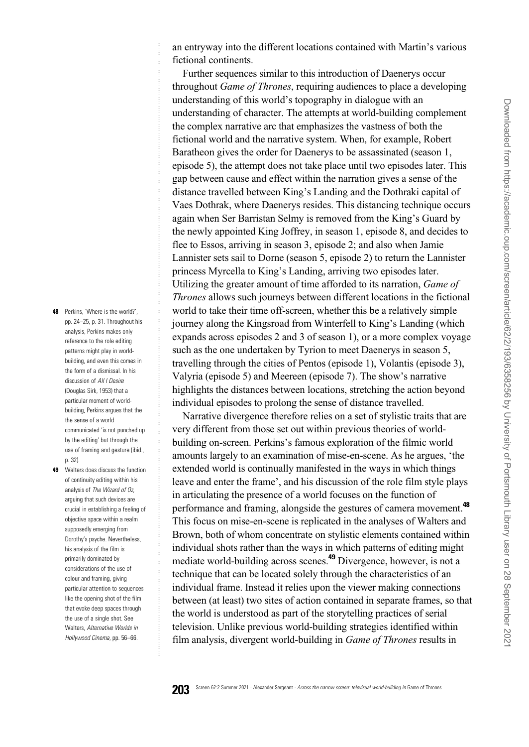an entryway into the different locations contained with Martin's various fictional continents.

Further sequences similar to this introduction of Daenerys occur throughout *Game of Thrones*, requiring audiences to place a developing understanding of this world's topography in dialogue with an understanding of character. The attempts at world-building complement the complex narrative arc that emphasizes the vastness of both the fictional world and the narrative system. When, for example, Robert Baratheon gives the order for Daenerys to be assassinated (season 1, episode 5), the attempt does not take place until two episodes later. This gap between cause and effect within the narration gives a sense of the distance travelled between King's Landing and the Dothraki capital of Vaes Dothrak, where Daenerys resides. This distancing technique occurs again when Ser Barristan Selmy is removed from the King's Guard by the newly appointed King Joffrey, in season 1, episode 8, and decides to flee to Essos, arriving in season 3, episode 2; and also when Jamie Lannister sets sail to Dorne (season 5, episode 2) to return the Lannister princess Myrcella to King's Landing, arriving two episodes later. Utilizing the greater amount of time afforded to its narration, *Game of Thrones* allows such journeys between different locations in the fictional world to take their time off-screen, whether this be a relatively simple journey along the Kingsroad from Winterfell to King's Landing (which expands across episodes 2 and 3 of season 1), or a more complex voyage such as the one undertaken by Tyrion to meet Daenerys in season 5, travelling through the cities of Pentos (episode 1), Volantis (episode 3), Valyria (episode 5) and Meereen (episode 7). The show's narrative highlights the distances between locations, stretching the action beyond individual episodes to prolong the sense of distance travelled.

Narrative divergence therefore relies on a set of stylistic traits that are very different from those set out within previous theories of world-building on-screen. Perkins's famous exploration of the filmic world amounts largely to an examination of mise-en-scene. As he argues, 'the extended world is continually manifested in the ways in which things leave and enter the frame', and his discussion of the role film style plays in articulating the presence of a world focuses on the function of performance and framing, alongside the gestures of camera movement.[48] This focus on mise-en-scene is replicated in the analyses of Walters and Brown, both of whom concentrate on stylistic elements contained within individual shots rather than the ways in which patterns of editing might mediate world-building across scenes.[49] Divergence, however, is not a technique that can be located solely through the characteristics of an individual frame. Instead it relies upon the viewer making connections between (at least) two sites of action contained in separate frames, so that the world is understood as part of the storytelling practices of serial television. Unlike previous world-building strategies identified within film analysis, divergent world-building in *Game of Thrones* results in

48 Perkins, 'Where is the world?', pp. 24–25, p. 31. Throughout his analysis, Perkins makes only reference to the role editing patterns might play in world-building, and even this comes in the form of a dismissal. In his discussion of *All I Desire* (Douglas Sirk, 1953) that a particular moment of world-building, Perkins argues that the the sense of a world communicated 'is not punched up by the editing' but through the use of framing and gesture (ibid., p. 32).

49 Walters does discuss the function of continuity editing within his analysis of *The Wizard of Oz*, arguing that such devices are crucial in establishing a feeling of objective space within a realm supposedly emerging from Dorothy's psyche. Nevertheless, his analysis of the film is primarily dominated by considerations of the use of colour and framing, giving particular attention to sequences like the opening shot of the film that evoke deep spaces through the use of a single shot. See Walters, *Alternative Worlds in Hollywood Cinema*, pp. 56–66.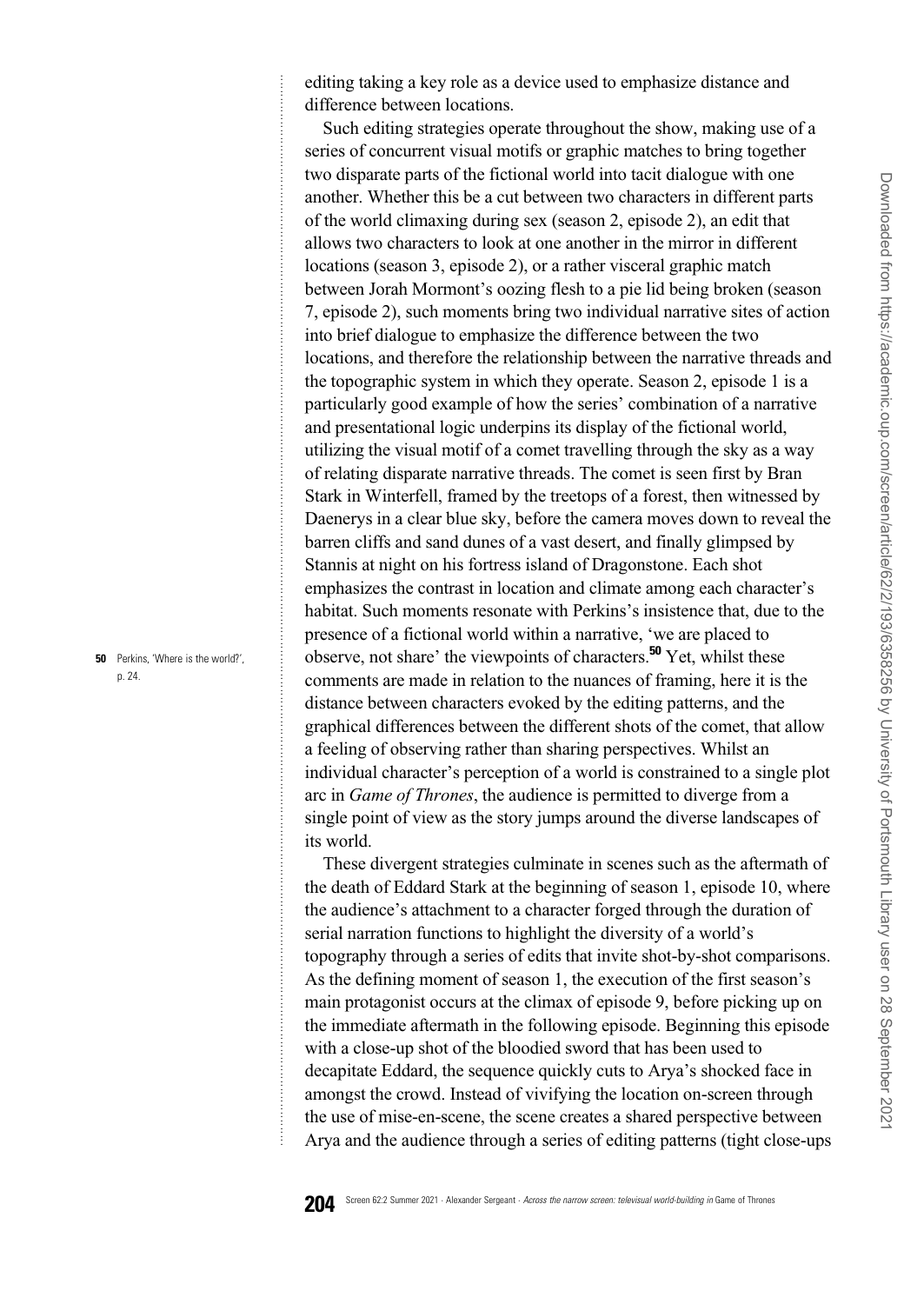editing taking a key role as a device used to emphasize distance and difference between locations.

Such editing strategies operate throughout the show, making use of a series of concurrent visual motifs or graphic matches to bring together two disparate parts of the fictional world into tacit dialogue with one another. Whether this be a cut between two characters in different parts of the world climaxing during sex (season 2, episode 2), an edit that allows two characters to look at one another in the mirror in different locations (season 3, episode 2), or a rather visceral graphic match between Jorah Mormont's oozing flesh to a pie lid being broken (season 7, episode 2), such moments bring two individual narrative sites of action into brief dialogue to emphasize the difference between the two locations, and therefore the relationship between the narrative threads and the topographic system in which they operate. Season 2, episode 1 is a particularly good example of how the series' combination of a narrative and presentational logic underpins its display of the fictional world, utilizing the visual motif of a comet travelling through the sky as a way of relating disparate narrative threads. The comet is seen first by Bran Stark in Winterfell, framed by the treetops of a forest, then witnessed by Daenerys in a clear blue sky, before the camera moves down to reveal the barren cliffs and sand dunes of a vast desert, and finally glimpsed by Stannis at night on his fortress island of Dragonstone. Each shot emphasizes the contrast in location and climate among each character's habitat. Such moments resonate with Perkins's insistence that, due to the presence of a fictional world within a narrative, 'we are placed to observe, not share' the viewpoints of characters.[50] Yet, whilst these comments are made in relation to the nuances of framing, here it is the distance between characters evoked by the editing patterns, and the graphical differences between the different shots of the comet, that allow a feeling of observing rather than sharing perspectives. Whilst an individual character's perception of a world is constrained to a single plot arc in *Game of Thrones*, the audience is permitted to diverge from a single point of view as the story jumps around the diverse landscapes of its world.

These divergent strategies culminate in scenes such as the aftermath of the death of Eddard Stark at the beginning of season 1, episode 10, where the audience's attachment to a character forged through the duration of serial narration functions to highlight the diversity of a world's topography through a series of edits that invite shot-by-shot comparisons. As the defining moment of season 1, the execution of the first season's main protagonist occurs at the climax of episode 9, before picking up on the immediate aftermath in the following episode. Beginning this episode with a close-up shot of the bloodied sword that has been used to decapitate Eddard, the sequence quickly cuts to Arya's shocked face in amongst the crowd. Instead of vivifying the location on-screen through the use of mise-en-scene, the scene creates a shared perspective between Arya and the audience through a series of editing patterns (tight close-ups

50 Perkins, 'Where is the world?', p. 24.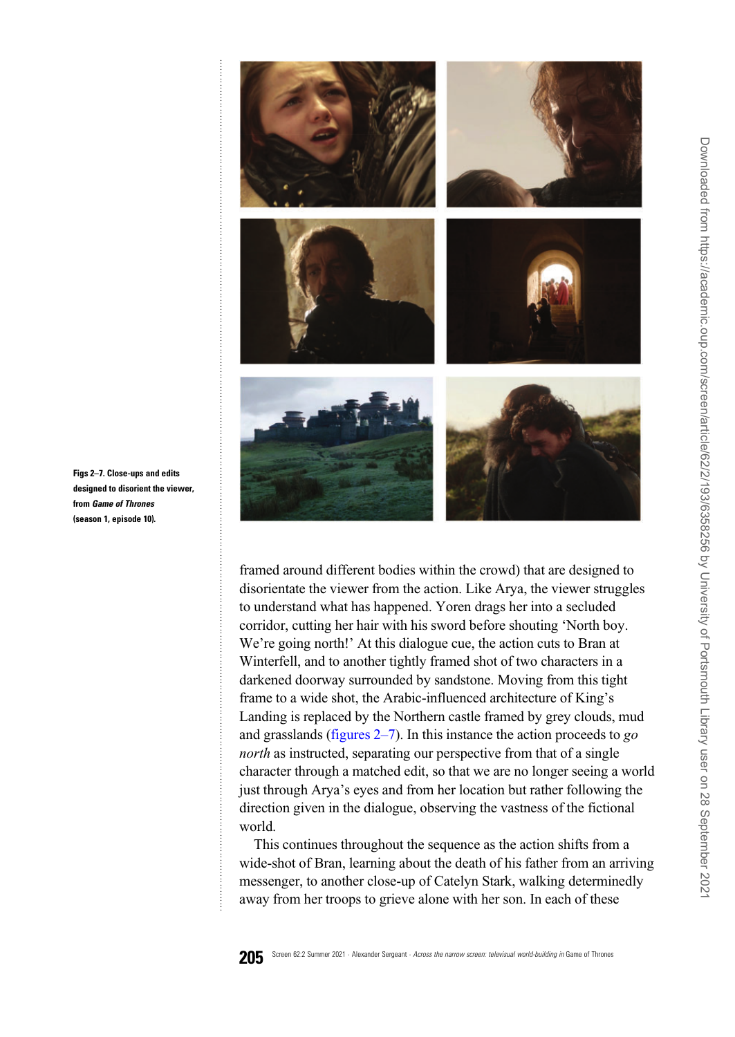Figs 2–7. Close-ups and edits designed to disorient the viewer, from *Game of Thrones* (season 1, episode 10).

framed around different bodies within the crowd) that are designed to disorientate the viewer from the action. Like Arya, the viewer struggles to understand what has happened. Yoren drags her into a secluded corridor, cutting her hair with his sword before shouting 'North boy. We're going north!' At this dialogue cue, the action cuts to Bran at Winterfell, and to another tightly framed shot of two characters in a darkened doorway surrounded by sandstone. Moving from this tight frame to a wide shot, the Arabic-influenced architecture of King's Landing is replaced by the Northern castle framed by grey clouds, mud and grasslands (figures 2–7). In this instance the action proceeds to *go north* as instructed, separating our perspective from that of a single character through a matched edit, so that we are no longer seeing a world just through Arya's eyes and from her location but rather following the direction given in the dialogue, observing the vastness of the fictional world.

This continues throughout the sequence as the action shifts from a wide-shot of Bran, learning about the death of his father from an arriving messenger, to another close-up of Catelyn Stark, walking determinedly away from her troops to grieve alone with her son. In each of these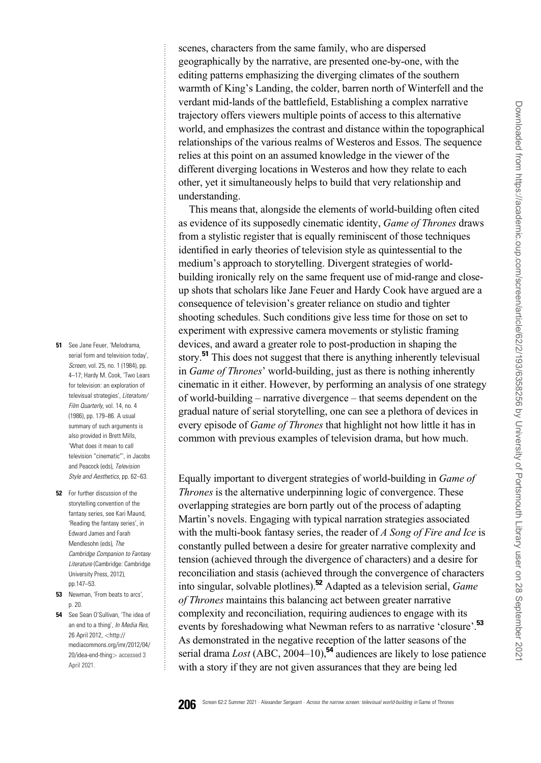scenes, characters from the same family, who are dispersed geographically by the narrative, are presented one-by-one, with the editing patterns emphasizing the diverging climates of the southern warmth of King's Landing, the colder, barren north of Winterfell and the verdant mid-lands of the battlefield, Establishing a complex narrative trajectory offers viewers multiple points of access to this alternative world, and emphasizes the contrast and distance within the topographical relationships of the various realms of Westeros and Essos. The sequence relies at this point on an assumed knowledge in the viewer of the different diverging locations in Westeros and how they relate to each other, yet it simultaneously helps to build that very relationship and understanding.

This means that, alongside the elements of world-building often cited as evidence of its supposedly cinematic identity, *Game of Thrones* draws from a stylistic register that is equally reminiscent of those techniques identified in early theories of television style as quintessential to the medium's approach to storytelling. Divergent strategies of world-building ironically rely on the same frequent use of mid-range and close-up shots that scholars like Jane Feuer and Hardy Cook have argued are a consequence of television's greater reliance on studio and tighter shooting schedules. Such conditions give less time for those on set to experiment with expressive camera movements or stylistic framing devices, and award a greater role to post-production in shaping the story.[51] This does not suggest that there is anything inherently televisual in *Game of Thrones*' world-building, just as there is nothing inherently cinematic in it either. However, by performing an analysis of one strategy of world-building – narrative divergence – that seems dependent on the gradual nature of serial storytelling, one can see a plethora of devices in every episode of *Game of Thrones* that highlight not how little it has in common with previous examples of television drama, but how much.

Equally important to divergent strategies of world-building in *Game of Thrones* is the alternative underpinning logic of convergence. These overlapping strategies are born partly out of the process of adapting Martin's novels. Engaging with typical narration strategies associated with the multi-book fantasy series, the reader of *A Song of Fire and Ice* is constantly pulled between a desire for greater narrative complexity and tension (achieved through the divergence of characters) and a desire for reconciliation and stasis (achieved through the convergence of characters into singular, solvable plotlines).[52] Adapted as a television serial, *Game of Thrones* maintains this balancing act between greater narrative complexity and reconciliation, requiring audiences to engage with its events by foreshadowing what Newman refers to as narrative 'closure'.[53] As demonstrated in the negative reception of the latter seasons of the serial drama *Lost* (ABC, 2004–10),[54] audiences are likely to lose patience with a story if they are not given assurances that they are being led

51 See Jane Feuer, 'Melodrama, serial form and television today', *Screen*, vol. 25, no. 1 (1984), pp. 4–17; Hardy M. Cook, 'Two Lears for television: an exploration of televisual strategies', *Literature/Film Quarterly*, vol. 14, no. 4 (1986), pp. 179–86. A usual summary of such arguments is also provided in Brett Mills, 'What does it mean to call television "cinematic"', in Jacobs and Peacock (eds), *Television Style and Aesthetics*, pp. 62–63.

52 For further discussion of the storytelling convention of the fantasy series, see Kari Maund, 'Reading the fantasy series', in Edward James and Farah Mendlesohn (eds), *The Cambridge Companion to Fantasy Literature* (Cambridge: Cambridge University Press, 2012), pp.147–53.

53 Newman, 'From beats to arcs', p. 20.

54 See Sean O'Sullivan, 'The idea of an end to a thing', *In Media Res*, 26 April 2012, <http://mediacommons.org/imr/2012/04/20/idea-end-thing> accessed 3 April 2021.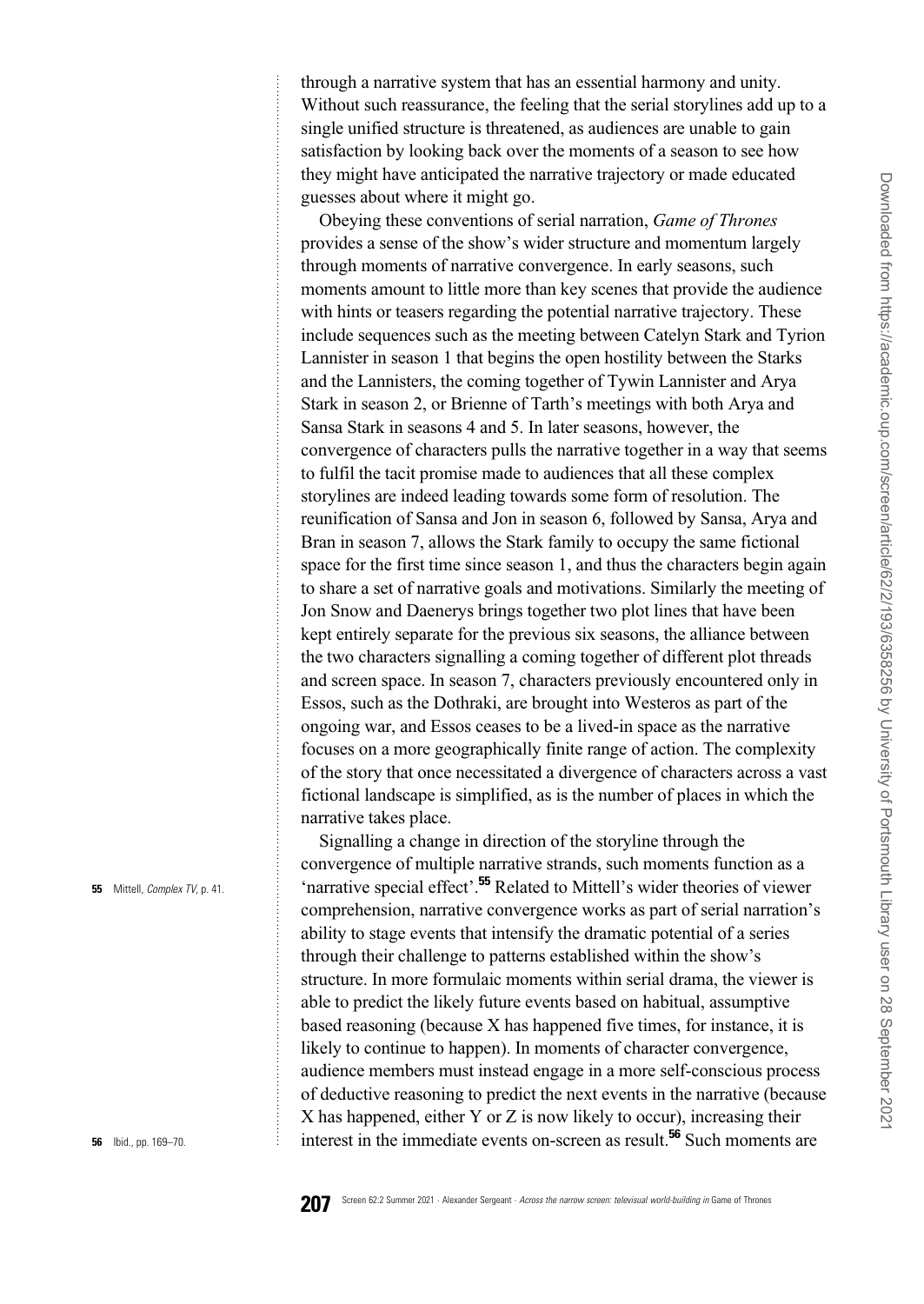through a narrative system that has an essential harmony and unity. Without such reassurance, the feeling that the serial storylines add up to a single unified structure is threatened, as audiences are unable to gain satisfaction by looking back over the moments of a season to see how they might have anticipated the narrative trajectory or made educated guesses about where it might go.

Obeying these conventions of serial narration, *Game of Thrones* provides a sense of the show's wider structure and momentum largely through moments of narrative convergence. In early seasons, such moments amount to little more than key scenes that provide the audience with hints or teasers regarding the potential narrative trajectory. These include sequences such as the meeting between Catelyn Stark and Tyrion Lannister in season 1 that begins the open hostility between the Starks and the Lannisters, the coming together of Tywin Lannister and Arya Stark in season 2, or Brienne of Tarth's meetings with both Arya and Sansa Stark in seasons 4 and 5. In later seasons, however, the convergence of characters pulls the narrative together in a way that seems to fulfil the tacit promise made to audiences that all these complex storylines are indeed leading towards some form of resolution. The reunification of Sansa and Jon in season 6, followed by Sansa, Arya and Bran in season 7, allows the Stark family to occupy the same fictional space for the first time since season 1, and thus the characters begin again to share a set of narrative goals and motivations. Similarly the meeting of Jon Snow and Daenerys brings together two plot lines that have been kept entirely separate for the previous six seasons, the alliance between the two characters signalling a coming together of different plot threads and screen space. In season 7, characters previously encountered only in Essos, such as the Dothraki, are brought into Westeros as part of the ongoing war, and Essos ceases to be a lived-in space as the narrative focuses on a more geographically finite range of action. The complexity of the story that once necessitated a divergence of characters across a vast fictional landscape is simplified, as is the number of places in which the narrative takes place.

Signalling a change in direction of the storyline through the convergence of multiple narrative strands, such moments function as a 'narrative special effect'.[55] Related to Mittell's wider theories of viewer comprehension, narrative convergence works as part of serial narration's ability to stage events that intensify the dramatic potential of a series through their challenge to patterns established within the show's structure. In more formulaic moments within serial drama, the viewer is able to predict the likely future events based on habitual, assumptive based reasoning (because X has happened five times, for instance, it is likely to continue to happen). In moments of character convergence, audience members must instead engage in a more self-conscious process of deductive reasoning to predict the next events in the narrative (because X has happened, either Y or Z is now likely to occur), increasing their interest in the immediate events on-screen as result.[56] Such moments are

55 Mittell, *Complex TV*, p. 41.

56 Ibid., pp. 169–70.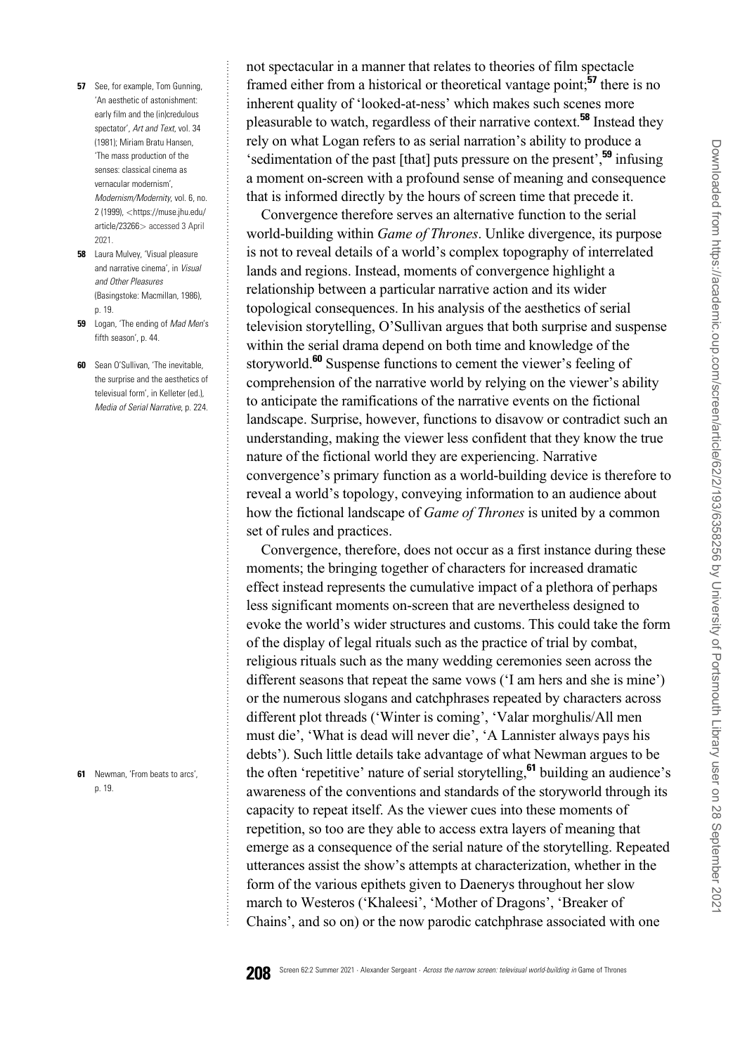not spectacular in a manner that relates to theories of film spectacle framed either from a historical or theoretical vantage point;[57] there is no inherent quality of 'looked-at-ness' which makes such scenes more pleasurable to watch, regardless of their narrative context.[58] Instead they rely on what Logan refers to as serial narration's ability to produce a 'sedimentation of the past [that] puts pressure on the present',[59] infusing a moment on-screen with a profound sense of meaning and consequence that is informed directly by the hours of screen time that precede it.

Convergence therefore serves an alternative function to the serial world-building within *Game of Thrones*. Unlike divergence, its purpose is not to reveal details of a world's complex topography of interrelated lands and regions. Instead, moments of convergence highlight a relationship between a particular narrative action and its wider topological consequences. In his analysis of the aesthetics of serial television storytelling, O'Sullivan argues that both surprise and suspense within the serial drama depend on both time and knowledge of the storyworld.[60] Suspense functions to cement the viewer's feeling of comprehension of the narrative world by relying on the viewer's ability to anticipate the ramifications of the narrative events on the fictional landscape. Surprise, however, functions to disavow or contradict such an understanding, making the viewer less confident that they know the true nature of the fictional world they are experiencing. Narrative convergence's primary function as a world-building device is therefore to reveal a world's topology, conveying information to an audience about how the fictional landscape of *Game of Thrones* is united by a common set of rules and practices.

Convergence, therefore, does not occur as a first instance during these moments; the bringing together of characters for increased dramatic effect instead represents the cumulative impact of a plethora of perhaps less significant moments on-screen that are nevertheless designed to evoke the world's wider structures and customs. This could take the form of the display of legal rituals such as the practice of trial by combat, religious rituals such as the many wedding ceremonies seen across the different seasons that repeat the same vows ('I am hers and she is mine') or the numerous slogans and catchphrases repeated by characters across different plot threads ('Winter is coming', 'Valar morghulis/All men must die', 'What is dead will never die', 'A Lannister always pays his debts'). Such little details take advantage of what Newman argues to be the often 'repetitive' nature of serial storytelling,[61] building an audience's awareness of the conventions and standards of the storyworld through its capacity to repeat itself. As the viewer cues into these moments of repetition, so too are they able to access extra layers of meaning that emerge as a consequence of the serial nature of the storytelling. Repeated utterances assist the show's attempts at characterization, whether in the form of the various epithets given to Daenerys throughout her slow march to Westeros ('Khaleesi', 'Mother of Dragons', 'Breaker of Chains', and so on) or the now parodic catchphrase associated with one

57 See, for example, Tom Gunning, 'An aesthetic of astonishment: early film and the (in)credulous spectator', *Art and Text*, vol. 34 (1981); Miriam Bratu Hansen, 'The mass production of the senses: classical cinema as vernacular modernism', *Modernism/Modernity*, vol. 6, no. 2 (1999), <https://muse.jhu.edu/article/23266> accessed 3 April 2021.

58 Laura Mulvey, 'Visual pleasure and narrative cinema', in *Visual and Other Pleasures* (Basingstoke: Macmillan, 1986), p. 19.

59 Logan, 'The ending of *Mad Men*'s fifth season', p. 44.

60 Sean O'Sullivan, 'The inevitable, the surprise and the aesthetics of televisual form', in Kelleter (ed.), *Media of Serial Narrative*, p. 224.

61 Newman, 'From beats to arcs', p. 19.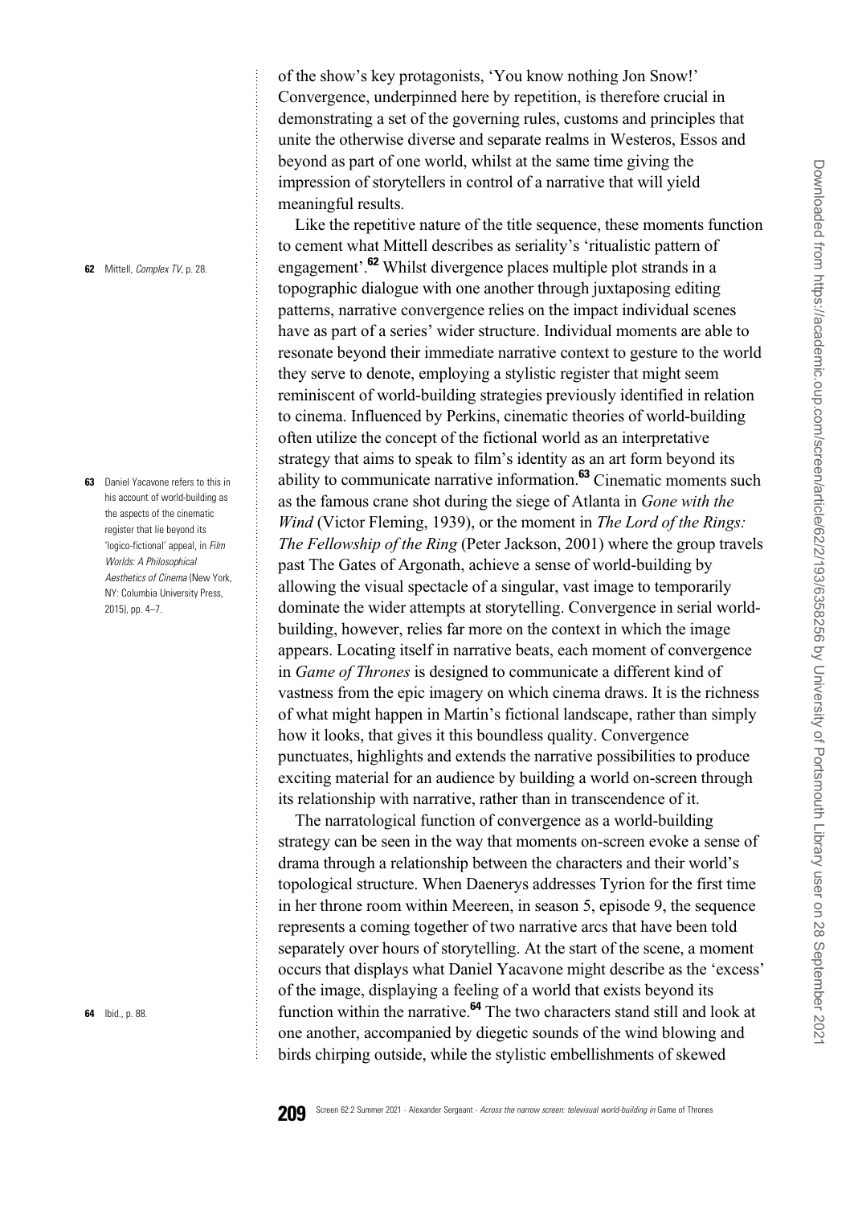of the show's key protagonists, 'You know nothing Jon Snow!' Convergence, underpinned here by repetition, is therefore crucial in demonstrating a set of the governing rules, customs and principles that unite the otherwise diverse and separate realms in Westeros, Essos and beyond as part of one world, whilst at the same time giving the impression of storytellers in control of a narrative that will yield meaningful results.

Like the repetitive nature of the title sequence, these moments function to cement what Mittell describes as seriality's 'ritualistic pattern of engagement'.[62] Whilst divergence places multiple plot strands in a topographic dialogue with one another through juxtaposing editing patterns, narrative convergence relies on the impact individual scenes have as part of a series' wider structure. Individual moments are able to resonate beyond their immediate narrative context to gesture to the world they serve to denote, employing a stylistic register that might seem reminiscent of world-building strategies previously identified in relation to cinema. Influenced by Perkins, cinematic theories of world-building often utilize the concept of the fictional world as an interpretative strategy that aims to speak to film's identity as an art form beyond its ability to communicate narrative information.[63] Cinematic moments such as the famous crane shot during the siege of Atlanta in *Gone with the Wind* (Victor Fleming, 1939), or the moment in *The Lord of the Rings: The Fellowship of the Ring* (Peter Jackson, 2001) where the group travels past The Gates of Argonath, achieve a sense of world-building by allowing the visual spectacle of a singular, vast image to temporarily dominate the wider attempts at storytelling. Convergence in serial world-building, however, relies far more on the context in which the image appears. Locating itself in narrative beats, each moment of convergence in *Game of Thrones* is designed to communicate a different kind of vastness from the epic imagery on which cinema draws. It is the richness of what might happen in Martin's fictional landscape, rather than simply how it looks, that gives it this boundless quality. Convergence punctuates, highlights and extends the narrative possibilities to produce exciting material for an audience by building a world on-screen through its relationship with narrative, rather than in transcendence of it.

The narratological function of convergence as a world-building strategy can be seen in the way that moments on-screen evoke a sense of drama through a relationship between the characters and their world's topological structure. When Daenerys addresses Tyrion for the first time in her throne room within Meereen, in season 5, episode 9, the sequence represents a coming together of two narrative arcs that have been told separately over hours of storytelling. At the start of the scene, a moment occurs that displays what Daniel Yacavone might describe as the 'excess' of the image, displaying a feeling of a world that exists beyond its function within the narrative.[64] The two characters stand still and look at one another, accompanied by diegetic sounds of the wind blowing and birds chirping outside, while the stylistic embellishments of skewed

62 Mittell, *Complex TV*, p. 28.

63 Daniel Yacavone refers to this in his account of world-building as the aspects of the cinematic register that lie beyond its 'logico-fictional' appeal, in *Film Worlds: A Philosophical Aesthetics of Cinema* (New York, NY: Columbia University Press, 2015), pp. 4–7.

64 Ibid., p. 88.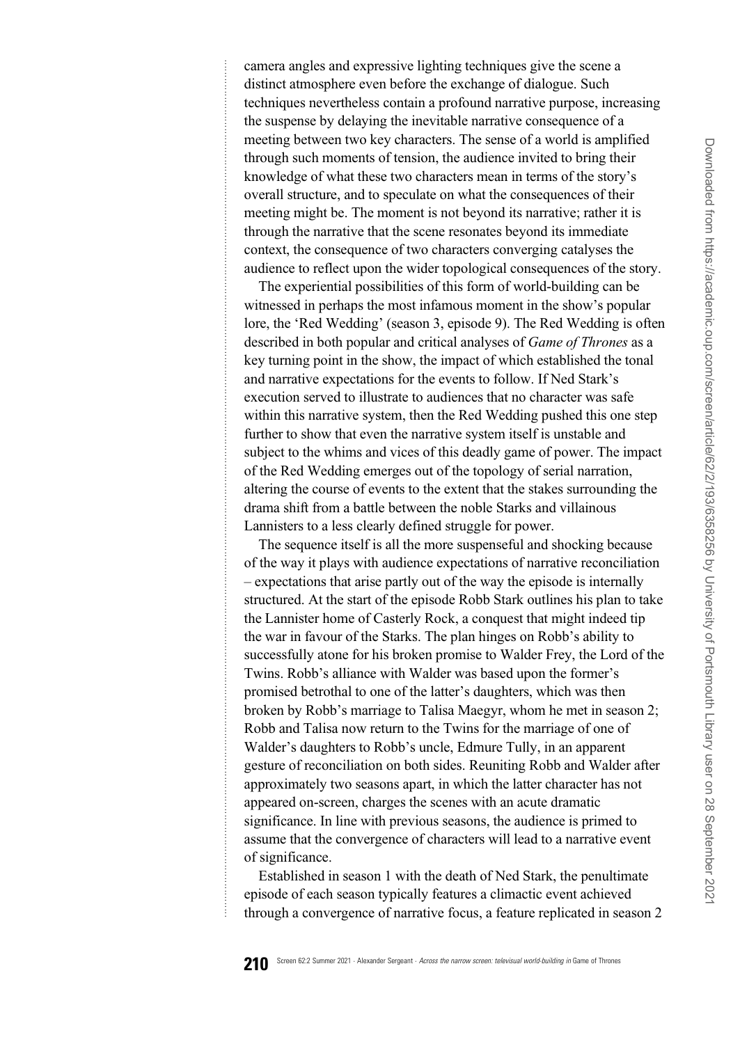camera angles and expressive lighting techniques give the scene a distinct atmosphere even before the exchange of dialogue. Such techniques nevertheless contain a profound narrative purpose, increasing the suspense by delaying the inevitable narrative consequence of a meeting between two key characters. The sense of a world is amplified through such moments of tension, the audience invited to bring their knowledge of what these two characters mean in terms of the story's overall structure, and to speculate on what the consequences of their meeting might be. The moment is not beyond its narrative; rather it is through the narrative that the scene resonates beyond its immediate context, the consequence of two characters converging catalyses the audience to reflect upon the wider topological consequences of the story.

The experiential possibilities of this form of world-building can be witnessed in perhaps the most infamous moment in the show's popular lore, the 'Red Wedding' (season 3, episode 9). The Red Wedding is often described in both popular and critical analyses of *Game of Thrones* as a key turning point in the show, the impact of which established the tonal and narrative expectations for the events to follow. If Ned Stark's execution served to illustrate to audiences that no character was safe within this narrative system, then the Red Wedding pushed this one step further to show that even the narrative system itself is unstable and subject to the whims and vices of this deadly game of power. The impact of the Red Wedding emerges out of the topology of serial narration, altering the course of events to the extent that the stakes surrounding the drama shift from a battle between the noble Starks and villainous Lannisters to a less clearly defined struggle for power.

The sequence itself is all the more suspenseful and shocking because of the way it plays with audience expectations of narrative reconciliation – expectations that arise partly out of the way the episode is internally structured. At the start of the episode Robb Stark outlines his plan to take the Lannister home of Casterly Rock, a conquest that might indeed tip the war in favour of the Starks. The plan hinges on Robb's ability to successfully atone for his broken promise to Walder Frey, the Lord of the Twins. Robb's alliance with Walder was based upon the former's promised betrothal to one of the latter's daughters, which was then broken by Robb's marriage to Talisa Maegyr, whom he met in season 2; Robb and Talisa now return to the Twins for the marriage of one of Walder's daughters to Robb's uncle, Edmure Tully, in an apparent gesture of reconciliation on both sides. Reuniting Robb and Walder after approximately two seasons apart, in which the latter character has not appeared on-screen, charges the scenes with an acute dramatic significance. In line with previous seasons, the audience is primed to assume that the convergence of characters will lead to a narrative event of significance.

Established in season 1 with the death of Ned Stark, the penultimate episode of each season typically features a climactic event achieved through a convergence of narrative focus, a feature replicated in season 2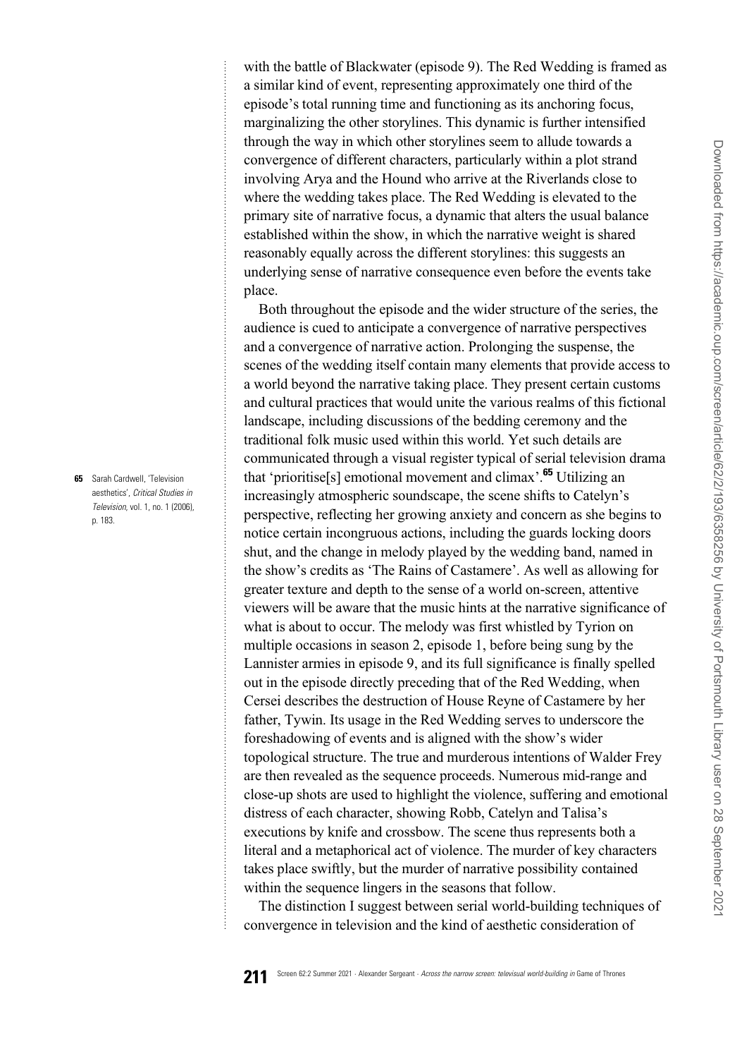with the battle of Blackwater (episode 9). The Red Wedding is framed as a similar kind of event, representing approximately one third of the episode's total running time and functioning as its anchoring focus, marginalizing the other storylines. This dynamic is further intensified through the way in which other storylines seem to allude towards a convergence of different characters, particularly within a plot strand involving Arya and the Hound who arrive at the Riverlands close to where the wedding takes place. The Red Wedding is elevated to the primary site of narrative focus, a dynamic that alters the usual balance established within the show, in which the narrative weight is shared reasonably equally across the different storylines: this suggests an underlying sense of narrative consequence even before the events take place.

Both throughout the episode and the wider structure of the series, the audience is cued to anticipate a convergence of narrative perspectives and a convergence of narrative action. Prolonging the suspense, the scenes of the wedding itself contain many elements that provide access to a world beyond the narrative taking place. They present certain customs and cultural practices that would unite the various realms of this fictional landscape, including discussions of the bedding ceremony and the traditional folk music used within this world. Yet such details are communicated through a visual register typical of serial television drama that 'prioritise[s] emotional movement and climax'.[65] Utilizing an increasingly atmospheric soundscape, the scene shifts to Catelyn's perspective, reflecting her growing anxiety and concern as she begins to notice certain incongruous actions, including the guards locking doors shut, and the change in melody played by the wedding band, named in the show's credits as 'The Rains of Castamere'. As well as allowing for greater texture and depth to the sense of a world on-screen, attentive viewers will be aware that the music hints at the narrative significance of what is about to occur. The melody was first whistled by Tyrion on multiple occasions in season 2, episode 1, before being sung by the Lannister armies in episode 9, and its full significance is finally spelled out in the episode directly preceding that of the Red Wedding, when Cersei describes the destruction of House Reyne of Castamere by her father, Tywin. Its usage in the Red Wedding serves to underscore the foreshadowing of events and is aligned with the show's wider topological structure. The true and murderous intentions of Walder Frey are then revealed as the sequence proceeds. Numerous mid-range and close-up shots are used to highlight the violence, suffering and emotional distress of each character, showing Robb, Catelyn and Talisa's executions by knife and crossbow. The scene thus represents both a literal and a metaphorical act of violence. The murder of key characters takes place swiftly, but the murder of narrative possibility contained within the sequence lingers in the seasons that follow.

The distinction I suggest between serial world-building techniques of convergence in television and the kind of aesthetic consideration of

65 Sarah Cardwell, 'Television aesthetics', *Critical Studies in Television*, vol. 1, no. 1 (2006), p. 183.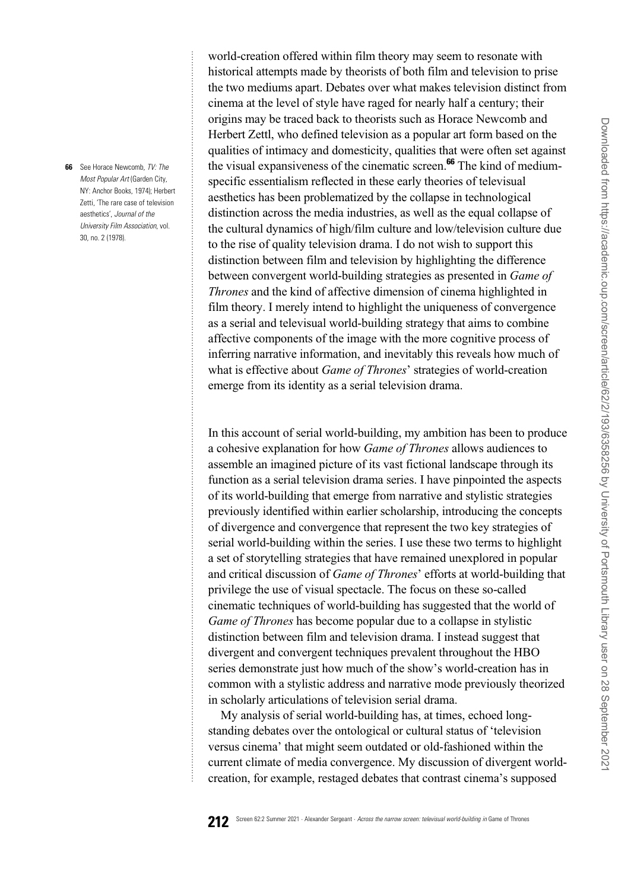world-creation offered within film theory may seem to resonate with historical attempts made by theorists of both film and television to prise the two mediums apart. Debates over what makes television distinct from cinema at the level of style have raged for nearly half a century; their origins may be traced back to theorists such as Horace Newcomb and Herbert Zettl, who defined television as a popular art form based on the qualities of intimacy and domesticity, qualities that were often set against the visual expansiveness of the cinematic screen.[66] The kind of medium-specific essentialism reflected in these early theories of televisual aesthetics has been problematized by the collapse in technological distinction across the media industries, as well as the equal collapse of the cultural dynamics of high/film culture and low/television culture due to the rise of quality television drama. I do not wish to support this distinction between film and television by highlighting the difference between convergent world-building strategies as presented in *Game of Thrones* and the kind of affective dimension of cinema highlighted in film theory. I merely intend to highlight the uniqueness of convergence as a serial and televisual world-building strategy that aims to combine affective components of the image with the more cognitive process of inferring narrative information, and inevitably this reveals how much of what is effective about *Game of Thrones*' strategies of world-creation emerge from its identity as a serial television drama.

In this account of serial world-building, my ambition has been to produce a cohesive explanation for how *Game of Thrones* allows audiences to assemble an imagined picture of its vast fictional landscape through its function as a serial television drama series. I have pinpointed the aspects of its world-building that emerge from narrative and stylistic strategies previously identified within earlier scholarship, introducing the concepts of divergence and convergence that represent the two key strategies of serial world-building within the series. I use these two terms to highlight a set of storytelling strategies that have remained unexplored in popular and critical discussion of *Game of Thrones*' efforts at world-building that privilege the use of visual spectacle. The focus on these so-called cinematic techniques of world-building has suggested that the world of *Game of Thrones* has become popular due to a collapse in stylistic distinction between film and television drama. I instead suggest that divergent and convergent techniques prevalent throughout the HBO series demonstrate just how much of the show's world-creation has in common with a stylistic address and narrative mode previously theorized in scholarly articulations of television serial drama.

My analysis of serial world-building has, at times, echoed long-standing debates over the ontological or cultural status of 'television versus cinema' that might seem outdated or old-fashioned within the current climate of media convergence. My discussion of divergent world-creation, for example, restaged debates that contrast cinema's supposed

66 See Horace Newcomb, *TV: The Most Popular Art* (Garden City, NY: Anchor Books, 1974); Herbert Zetti, 'The rare case of television aesthetics', *Journal of the University Film Association*, vol. 30, no. 2 (1978).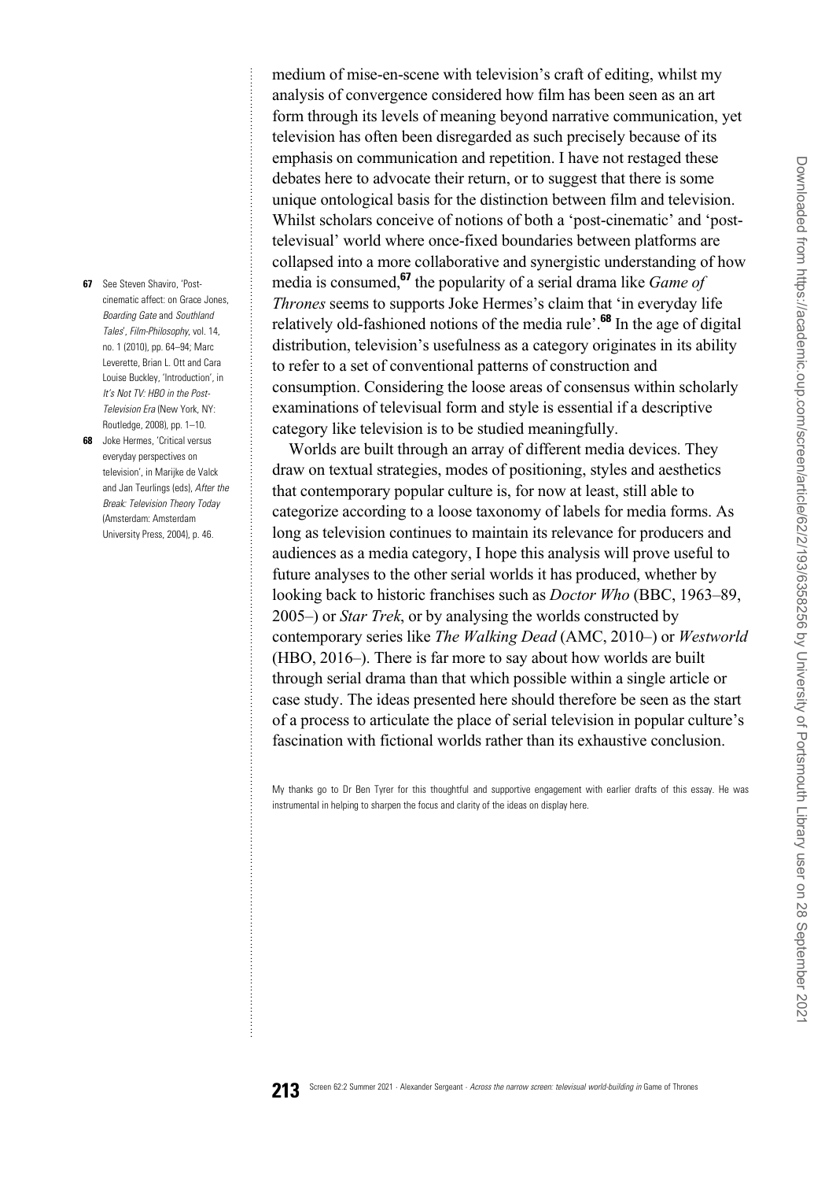medium of mise-en-scene with television's craft of editing, whilst my analysis of convergence considered how film has been seen as an art form through its levels of meaning beyond narrative communication, yet television has often been disregarded as such precisely because of its emphasis on communication and repetition. I have not restaged these debates here to advocate their return, or to suggest that there is some unique ontological basis for the distinction between film and television. Whilst scholars conceive of notions of both a 'post-cinematic' and 'post-televisual' world where once-fixed boundaries between platforms are collapsed into a more collaborative and synergistic understanding of how media is consumed,[67] the popularity of a serial drama like *Game of Thrones* seems to supports Joke Hermes's claim that 'in everyday life relatively old-fashioned notions of the media rule'.[68] In the age of digital distribution, television's usefulness as a category originates in its ability to refer to a set of conventional patterns of construction and consumption. Considering the loose areas of consensus within scholarly examinations of televisual form and style is essential if a descriptive category like television is to be studied meaningfully.

Worlds are built through an array of different media devices. They draw on textual strategies, modes of positioning, styles and aesthetics that contemporary popular culture is, for now at least, still able to categorize according to a loose taxonomy of labels for media forms. As long as television continues to maintain its relevance for producers and audiences as a media category, I hope this analysis will prove useful to future analyses to the other serial worlds it has produced, whether by looking back to historic franchises such as *Doctor Who* (BBC, 1963–89, 2005–) or *Star Trek*, or by analysing the worlds constructed by contemporary series like *The Walking Dead* (AMC, 2010–) or *Westworld* (HBO, 2016–). There is far more to say about how worlds are built through serial drama than that which possible within a single article or case study. The ideas presented here should therefore be seen as the start of a process to articulate the place of serial television in popular culture's fascination with fictional worlds rather than its exhaustive conclusion.

My thanks go to Dr Ben Tyrer for this thoughtful and supportive engagement with earlier drafts of this essay. He was instrumental in helping to sharpen the focus and clarity of the ideas on display here.

67 See Steven Shaviro, 'Post-cinematic affect: on Grace Jones, *Boarding Gate* and *Southland Tales*', *Film-Philosophy*, vol. 14, no. 1 (2010), pp. 64–94; Marc Leverette, Brian L. Ott and Cara Louise Buckley, 'Introduction', in *It's Not TV: HBO in the Post-Television Era* (New York, NY: Routledge, 2008), pp. 1–10.

68 Joke Hermes, 'Critical versus everyday perspectives on television', in Marijke de Valck and Jan Teurlings (eds), *After the Break: Television Theory Today* (Amsterdam: Amsterdam University Press, 2004), p. 46.